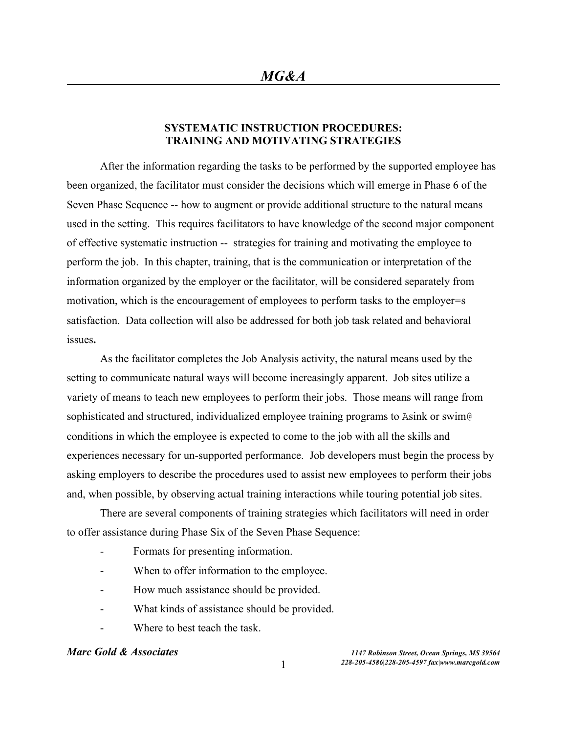# SYSTEMATIC INSTRUCTION PROCEDURES: TRAINING AND MOTIVATING STRATEGIES

After the information regarding the tasks to be performed by the supported employee has been organized, the facilitator must consider the decisions which will emerge in Phase 6 of the Seven Phase Sequence -- how to augment or provide additional structure to the natural means used in the setting. This requires facilitators to have knowledge of the second major component of effective systematic instruction -- strategies for training and motivating the employee to perform the job. In this chapter, training, that is the communication or interpretation of the information organized by the employer or the facilitator, will be considered separately from motivation, which is the encouragement of employees to perform tasks to the employer=s satisfaction. Data collection will also be addressed for both job task related and behavioral issues**.**

As the facilitator completes the Job Analysis activity, the natural means used by the setting to communicate natural ways will become increasingly apparent. Job sites utilize a variety of means to teach new employees to perform their jobs. Those means will range from sophisticated and structured, individualized employee training programs to Asink or swim@ conditions in which the employee is expected to come to the job with all the skills and experiences necessary for un-supported performance. Job developers must begin the process by asking employers to describe the procedures used to assist new employees to perform their jobs and, when possible, by observing actual training interactions while touring potential job sites.

There are several components of training strategies which facilitators will need in order to offer assistance during Phase Six of the Seven Phase Sequence:

- Formats for presenting information.
- When to offer information to the employee.
- How much assistance should be provided.
- What kinds of assistance should be provided.
- Where to best teach the task.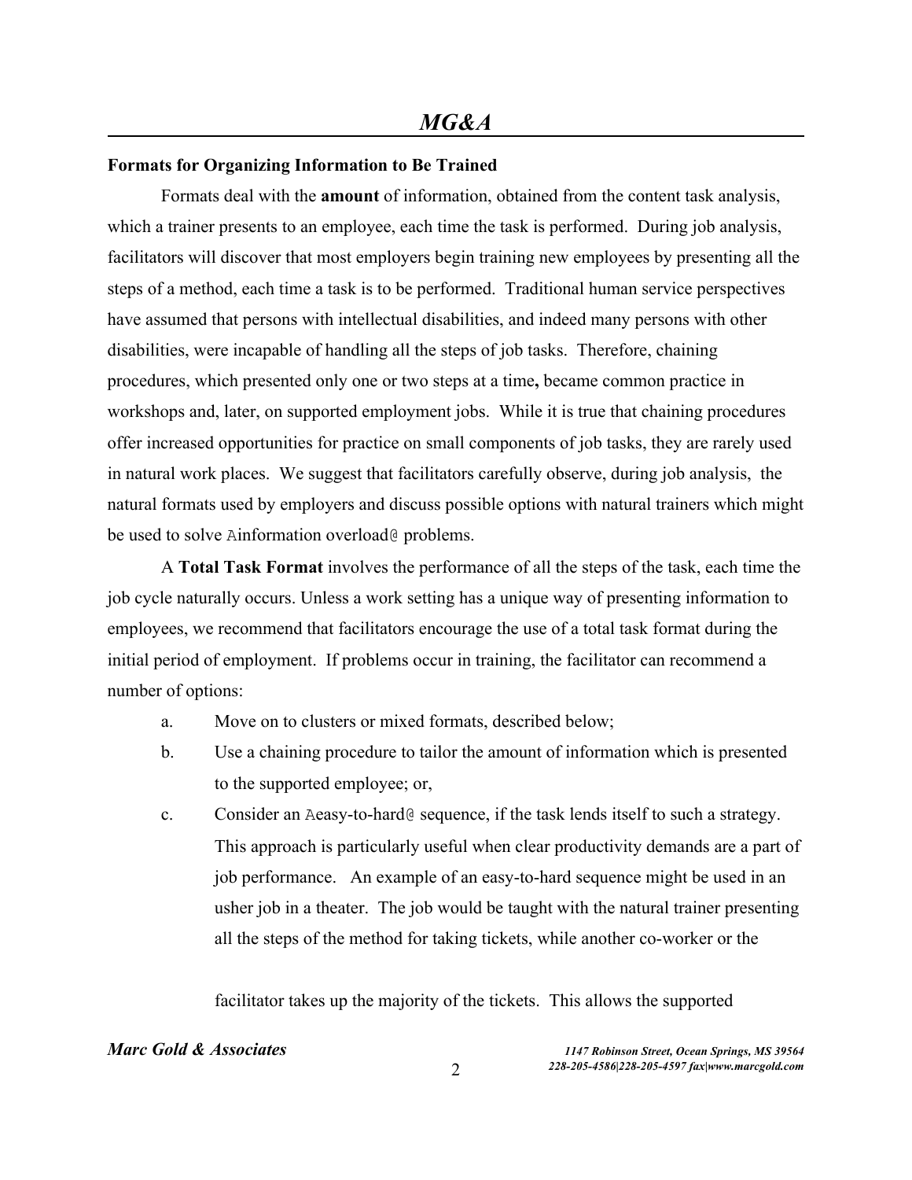### Formats for Organizing Information to Be Trained

Formats deal with the **amount** of information, obtained from the content task analysis, which a trainer presents to an employee, each time the task is performed. During job analysis, facilitators will discover that most employers begin training new employees by presenting all the steps of a method, each time a task is to be performed. Traditional human service perspectives have assumed that persons with intellectual disabilities, and indeed many persons with other disabilities, were incapable of handling all the steps of job tasks. Therefore, chaining procedures, which presented only one or two steps at a time**,** became common practice in workshops and, later, on supported employment jobs. While it is true that chaining procedures offer increased opportunities for practice on small components of job tasks, they are rarely used in natural work places. We suggest that facilitators carefully observe, during job analysis, the natural formats used by employers and discuss possible options with natural trainers which might be used to solve Ainformation overload@ problems.

A **Total Task Format** involves the performance of all the steps of the task, each time the job cycle naturally occurs. Unless a work setting has a unique way of presenting information to employees, we recommend that facilitators encourage the use of a total task format during the initial period of employment. If problems occur in training, the facilitator can recommend a number of options:

a. Move on to clusters or mixed formats, described below;

b. Use a chaining procedure to tailor the amount of information which is presented to the supported employee; or,

c. Consider an Aeasy-to-hard@ sequence, if the task lends itself to such a strategy. This approach is particularly useful when clear productivity demands are a part of job performance. An example of an easy-to-hard sequence might be used in an usher job in a theater. The job would be taught with the natural trainer presenting all the steps of the method for taking tickets, while another co-worker or the facilitator takes up the majority of the tickets. This allows the supported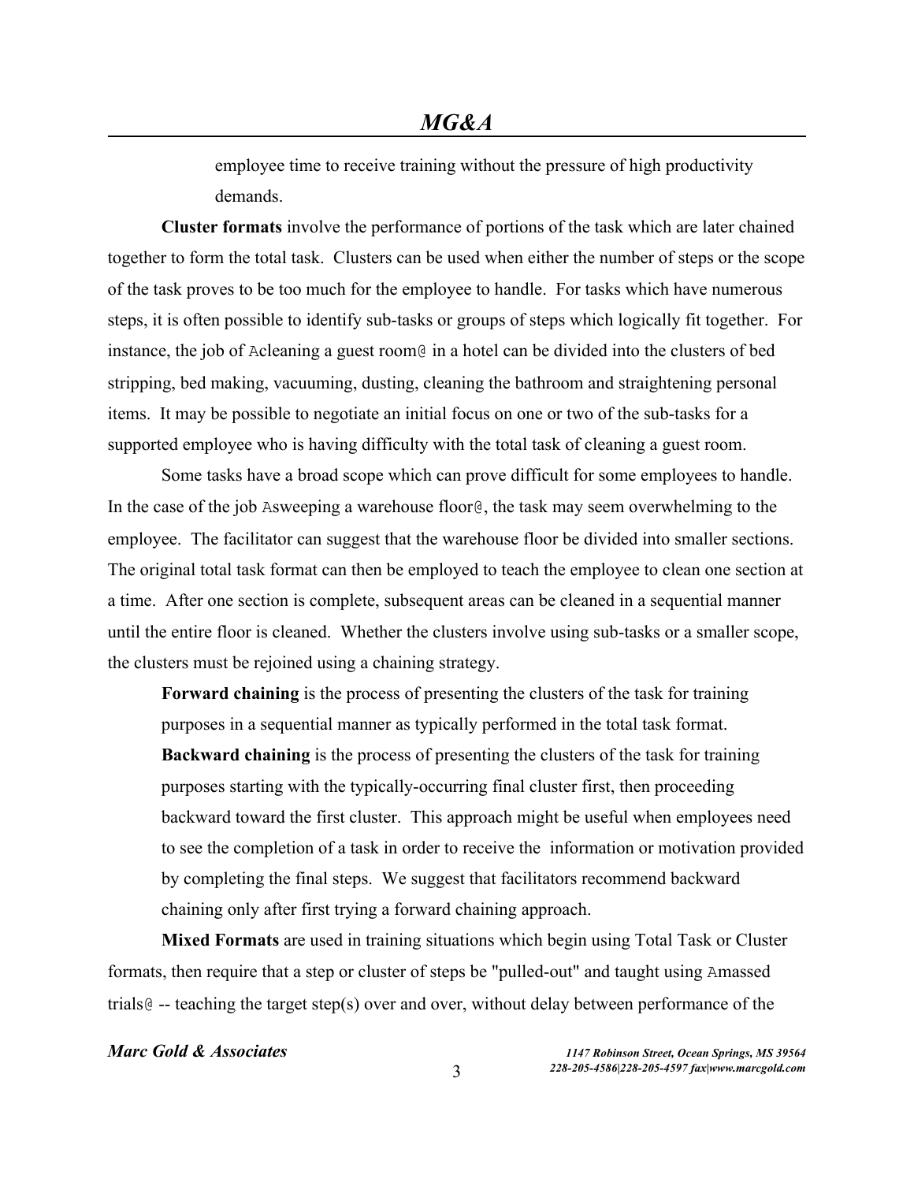employee time to receive training without the pressure of high productivity demands.

**Cluster formats** involve the performance of portions of the task which are later chained together to form the total task. Clusters can be used when either the number of steps or the scope of the task proves to be too much for the employee to handle. For tasks which have numerous steps, it is often possible to identify sub-tasks or groups of steps which logically fit together. For instance, the job of Acleaning a guest room@ in a hotel can be divided into the clusters of bed stripping, bed making, vacuuming, dusting, cleaning the bathroom and straightening personal items. It may be possible to negotiate an initial focus on one or two of the sub-tasks for a supported employee who is having difficulty with the total task of cleaning a guest room.

Some tasks have a broad scope which can prove difficult for some employees to handle. In the case of the job Asweeping a warehouse floor@, the task may seem overwhelming to the employee. The facilitator can suggest that the warehouse floor be divided into smaller sections. The original total task format can then be employed to teach the employee to clean one section at a time. After one section is complete, subsequent areas can be cleaned in a sequential manner until the entire floor is cleaned. Whether the clusters involve using sub-tasks or a smaller scope, the clusters must be rejoined using a chaining strategy.

**Forward chaining** is the process of presenting the clusters of the task for training purposes in a sequential manner as typically performed in the total task format.

**Backward chaining** is the process of presenting the clusters of the task for training purposes starting with the typically-occurring final cluster first, then proceeding backward toward the first cluster. This approach might be useful when employees need to see the completion of a task in order to receive the information or motivation provided by completing the final steps. We suggest that facilitators recommend backward chaining only after first trying a forward chaining approach.

**Mixed Formats** are used in training situations which begin using Total Task or Cluster formats, then require that a step or cluster of steps be "pulled-out" and taught using Amassed trials@ -- teaching the target step(s) over and over, without delay between performance of the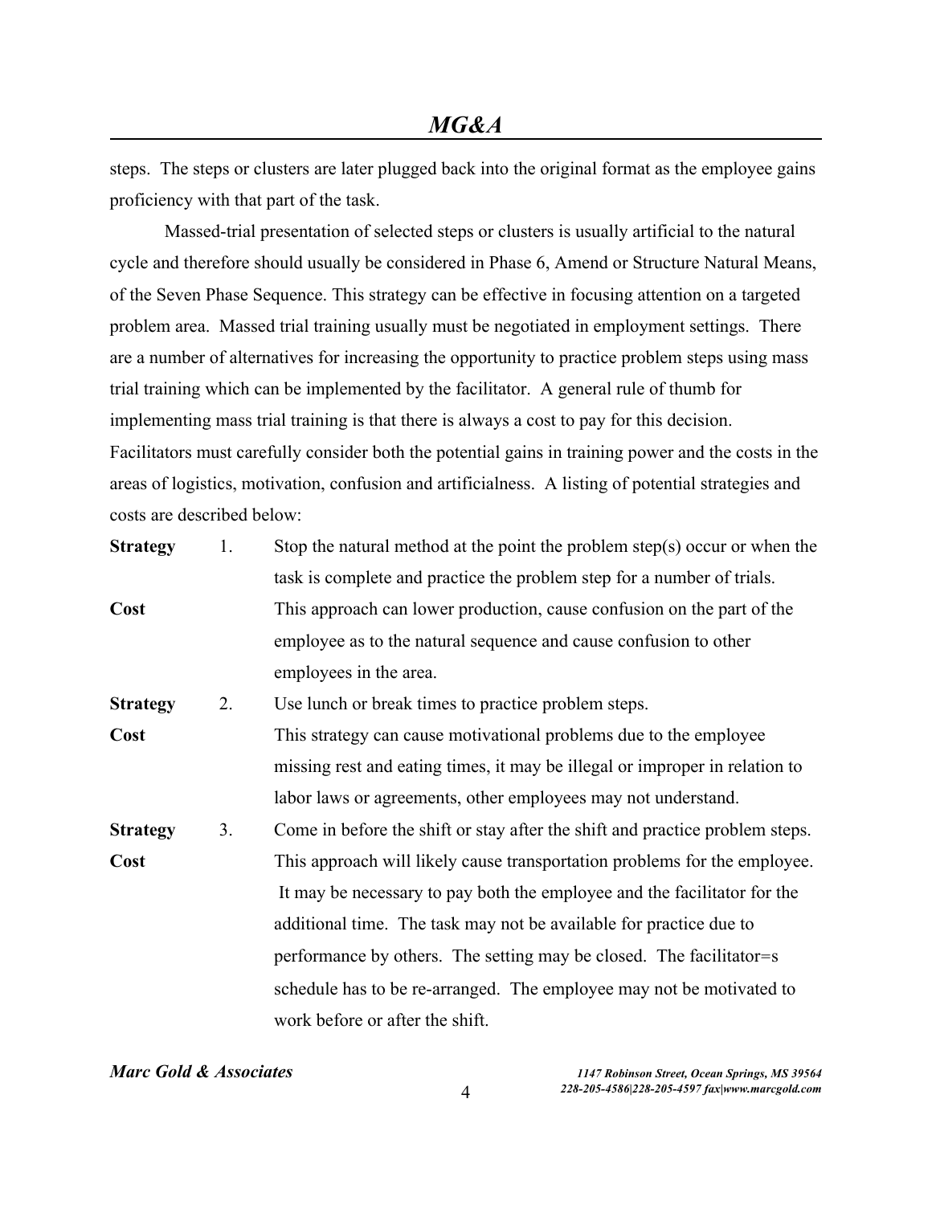steps. The steps or clusters are later plugged back into the original format as the employee gains proficiency with that part of the task.

Massed-trial presentation of selected steps or clusters is usually artificial to the natural cycle and therefore should usually be considered in Phase 6, Amend or Structure Natural Means, of the Seven Phase Sequence. This strategy can be effective in focusing attention on a targeted problem area. Massed trial training usually must be negotiated in employment settings. There are a number of alternatives for increasing the opportunity to practice problem steps using mass trial training which can be implemented by the facilitator. A general rule of thumb for implementing mass trial training is that there is always a cost to pay for this decision. Facilitators must carefully consider both the potential gains in training power and the costs in the areas of logistics, motivation, confusion and artificialness. A listing of potential strategies and costs are described below:

**Strategy** 1. Stop the natural method at the point the problem step(s) occur or when the task is complete and practice the problem step for a number of trials.

**Cost** This approach can lower production, cause confusion on the part of the employee as to the natural sequence and cause confusion to other employees in the area.

**Strategy** 2. Use lunch or break times to practice problem steps.

**Cost** This strategy can cause motivational problems due to the employee missing rest and eating times, it may be illegal or improper in relation to labor laws or agreements, other employees may not understand.

**Strategy** 3. Come in before the shift or stay after the shift and practice problem steps.

**Cost** This approach will likely cause transportation problems for the employee. It may be necessary to pay both the employee and the facilitator for the additional time. The task may not be available for practice due to performance by others. The setting may be closed. The facilitator=s schedule has to be re-arranged. The employee may not be motivated to work before or after the shift.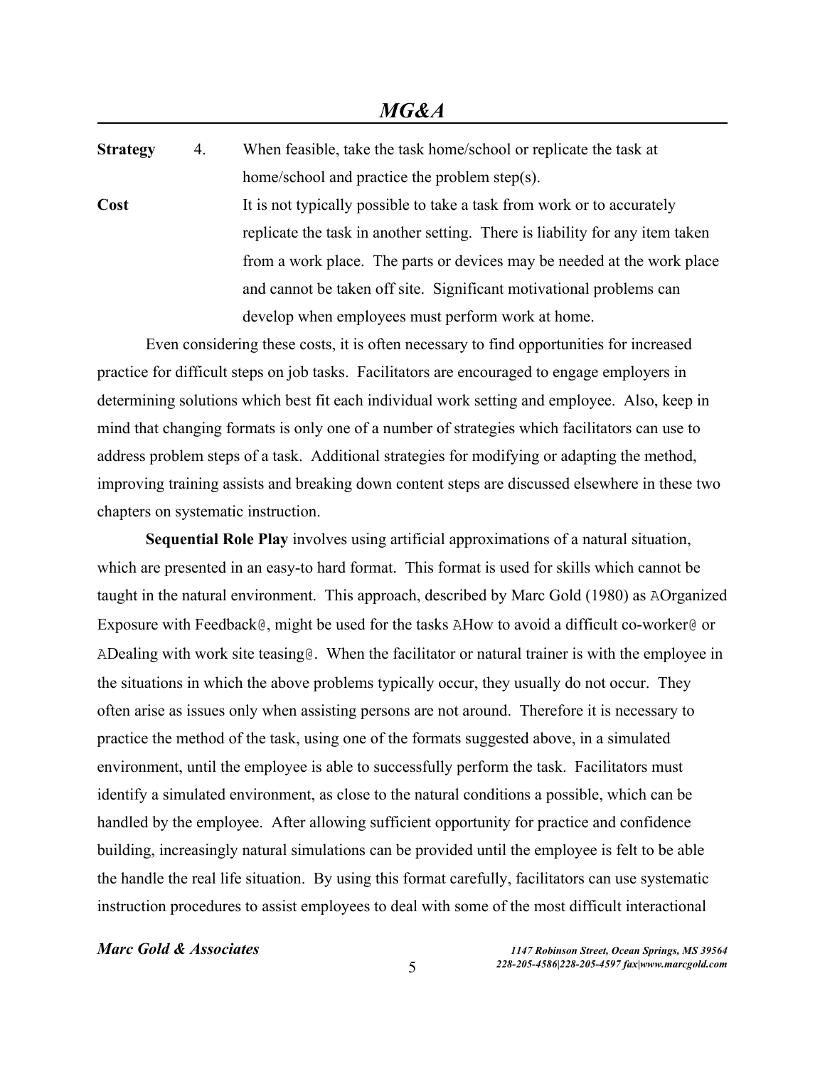**Strategy** 4. When feasible, take the task home/school or replicate the task at home/school and practice the problem step(s).

**Cost** It is not typically possible to take a task from work or to accurately replicate the task in another setting. There is liability for any item taken from a work place. The parts or devices may be needed at the work place and cannot be taken off site. Significant motivational problems can develop when employees must perform work at home.

Even considering these costs, it is often necessary to find opportunities for increased practice for difficult steps on job tasks. Facilitators are encouraged to engage employers in determining solutions which best fit each individual work setting and employee. Also, keep in mind that changing formats is only one of a number of strategies which facilitators can use to address problem steps of a task. Additional strategies for modifying or adapting the method, improving training assists and breaking down content steps are discussed elsewhere in these two chapters on systematic instruction.

**Sequential Role Play** involves using artificial approximations of a natural situation, which are presented in an easy-to hard format. This format is used for skills which cannot be taught in the natural environment. This approach, described by Marc Gold (1980) as AOrganized Exposure with Feedback@, might be used for the tasks AHow to avoid a difficult co-worker@ or ADealing with work site teasing@. When the facilitator or natural trainer is with the employee in the situations in which the above problems typically occur, they usually do not occur. They often arise as issues only when assisting persons are not around. Therefore it is necessary to practice the method of the task, using one of the formats suggested above, in a simulated environment, until the employee is able to successfully perform the task. Facilitators must identify a simulated environment, as close to the natural conditions a possible, which can be handled by the employee. After allowing sufficient opportunity for practice and confidence building, increasingly natural simulations can be provided until the employee is felt to be able the handle the real life situation. By using this format carefully, facilitators can use systematic instruction procedures to assist employees to deal with some of the most difficult interactional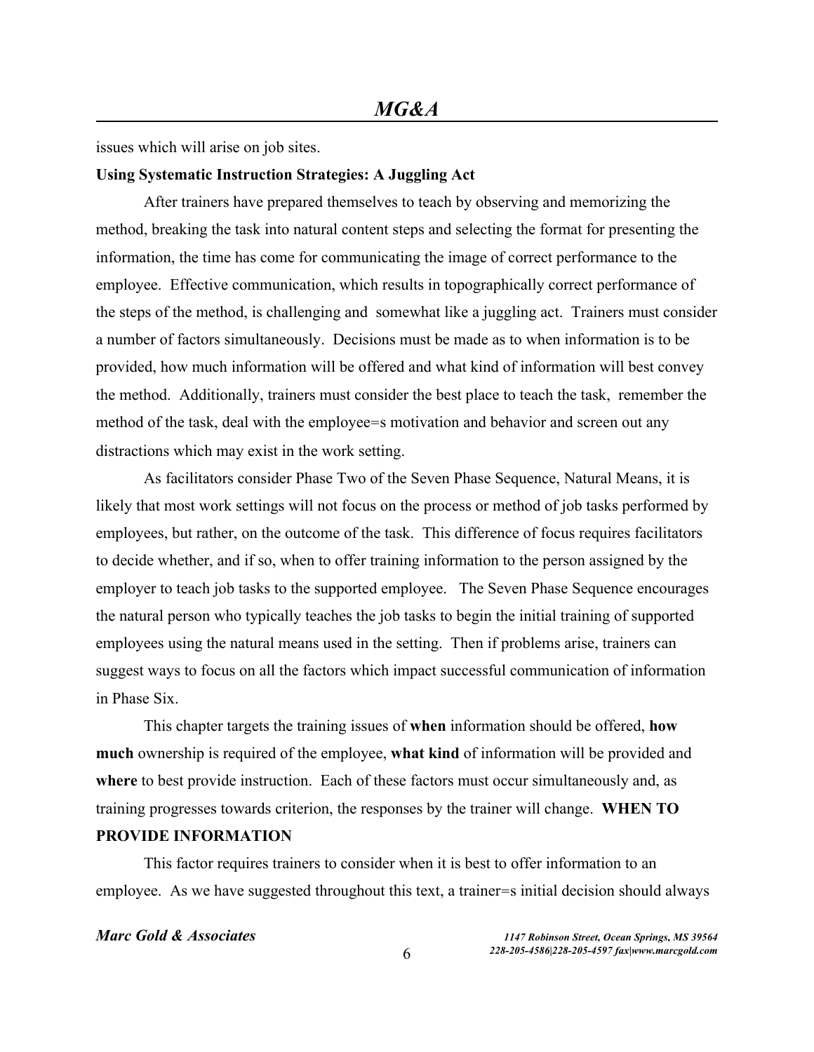issues which will arise on job sites.

**Using Systematic Instruction Strategies: A Juggling Act**

After trainers have prepared themselves to teach by observing and memorizing the method, breaking the task into natural content steps and selecting the format for presenting the information, the time has come for communicating the image of correct performance to the employee. Effective communication, which results in topographically correct performance of the steps of the method, is challenging and somewhat like a juggling act. Trainers must consider a number of factors simultaneously. Decisions must be made as to when information is to be provided, how much information will be offered and what kind of information will best convey the method. Additionally, trainers must consider the best place to teach the task, remember the method of the task, deal with the employee=s motivation and behavior and screen out any distractions which may exist in the work setting.

As facilitators consider Phase Two of the Seven Phase Sequence, Natural Means, it is likely that most work settings will not focus on the process or method of job tasks performed by employees, but rather, on the outcome of the task. This difference of focus requires facilitators to decide whether, and if so, when to offer training information to the person assigned by the employer to teach job tasks to the supported employee. The Seven Phase Sequence encourages the natural person who typically teaches the job tasks to begin the initial training of supported employees using the natural means used in the setting. Then if problems arise, trainers can suggest ways to focus on all the factors which impact successful communication of information in Phase Six.

This chapter targets the training issues of **when** information should be offered, **how much** ownership is required of the employee, **what kind** of information will be provided and **where** to best provide instruction. Each of these factors must occur simultaneously and, as training progresses towards criterion, the responses by the trainer will change.

**WHEN TO PROVIDE INFORMATION**

This factor requires trainers to consider when it is best to offer information to an employee. As we have suggested throughout this text, a trainer=s initial decision should always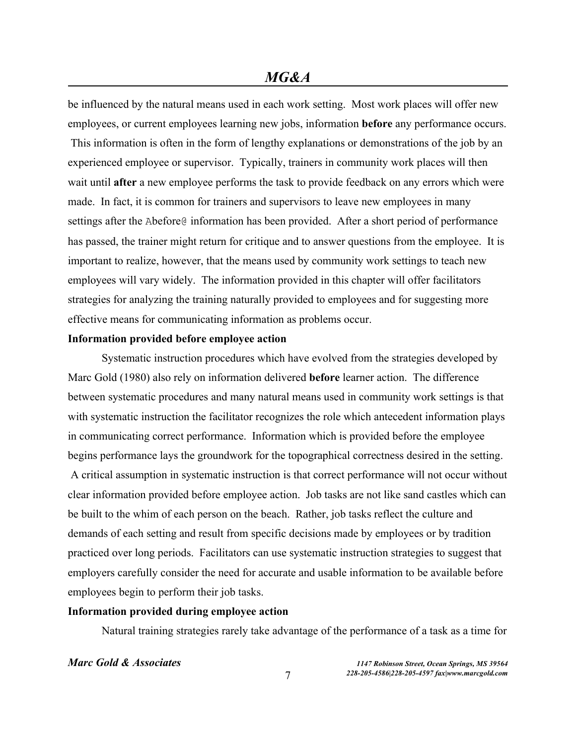be influenced by the natural means used in each work setting. Most work places will offer new employees, or current employees learning new jobs, information **before** any performance occurs. This information is often in the form of lengthy explanations or demonstrations of the job by an experienced employee or supervisor. Typically, trainers in community work places will then wait until **after** a new employee performs the task to provide feedback on any errors which were made. In fact, it is common for trainers and supervisors to leave new employees in many settings after the Abefore@ information has been provided. After a short period of performance has passed, the trainer might return for critique and to answer questions from the employee. It is important to realize, however, that the means used by community work settings to teach new employees will vary widely. The information provided in this chapter will offer facilitators strategies for analyzing the training naturally provided to employees and for suggesting more effective means for communicating information as problems occur.

**Information provided before employee action**

Systematic instruction procedures which have evolved from the strategies developed by Marc Gold (1980) also rely on information delivered **before** learner action. The difference between systematic procedures and many natural means used in community work settings is that with systematic instruction the facilitator recognizes the role which antecedent information plays in communicating correct performance. Information which is provided before the employee begins performance lays the groundwork for the topographical correctness desired in the setting. A critical assumption in systematic instruction is that correct performance will not occur without clear information provided before employee action. Job tasks are not like sand castles which can be built to the whim of each person on the beach. Rather, job tasks reflect the culture and demands of each setting and result from specific decisions made by employees or by tradition practiced over long periods. Facilitators can use systematic instruction strategies to suggest that employers carefully consider the need for accurate and usable information to be available before employees begin to perform their job tasks.

**Information provided during employee action**

Natural training strategies rarely take advantage of the performance of a task as a time for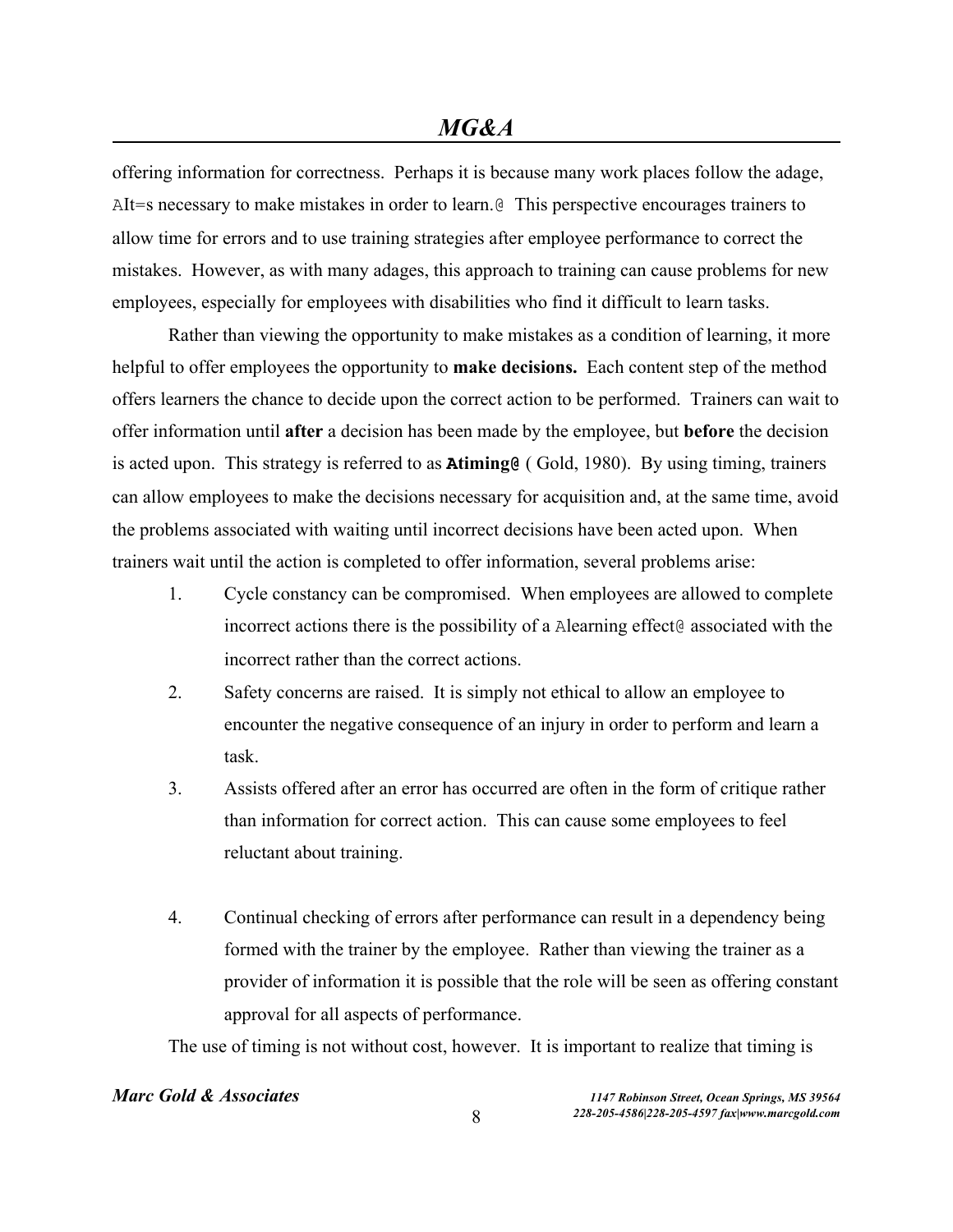offering information for correctness. Perhaps it is because many work places follow the adage, AIt=s necessary to make mistakes in order to learn.@ This perspective encourages trainers to allow time for errors and to use training strategies after employee performance to correct the mistakes. However, as with many adages, this approach to training can cause problems for new employees, especially for employees with disabilities who find it difficult to learn tasks.

Rather than viewing the opportunity to make mistakes as a condition of learning, it more helpful to offer employees the opportunity to **make decisions.** Each content step of the method offers learners the chance to decide upon the correct action to be performed. Trainers can wait to offer information until **after** a decision has been made by the employee, but **before** the decision is acted upon. This strategy is referred to as **Atiming@** ( Gold, 1980). By using timing, trainers can allow employees to make the decisions necessary for acquisition and, at the same time, avoid the problems associated with waiting until incorrect decisions have been acted upon. When trainers wait until the action is completed to offer information, several problems arise:

1. Cycle constancy can be compromised. When employees are allowed to complete incorrect actions there is the possibility of a Alearning effect@ associated with the incorrect rather than the correct actions.
2. Safety concerns are raised. It is simply not ethical to allow an employee to encounter the negative consequence of an injury in order to perform and learn a task.
3. Assists offered after an error has occurred are often in the form of critique rather than information for correct action. This can cause some employees to feel reluctant about training.
4. Continual checking of errors after performance can result in a dependency being formed with the trainer by the employee. Rather than viewing the trainer as a provider of information it is possible that the role will be seen as offering constant approval for all aspects of performance.

The use of timing is not without cost, however. It is important to realize that timing is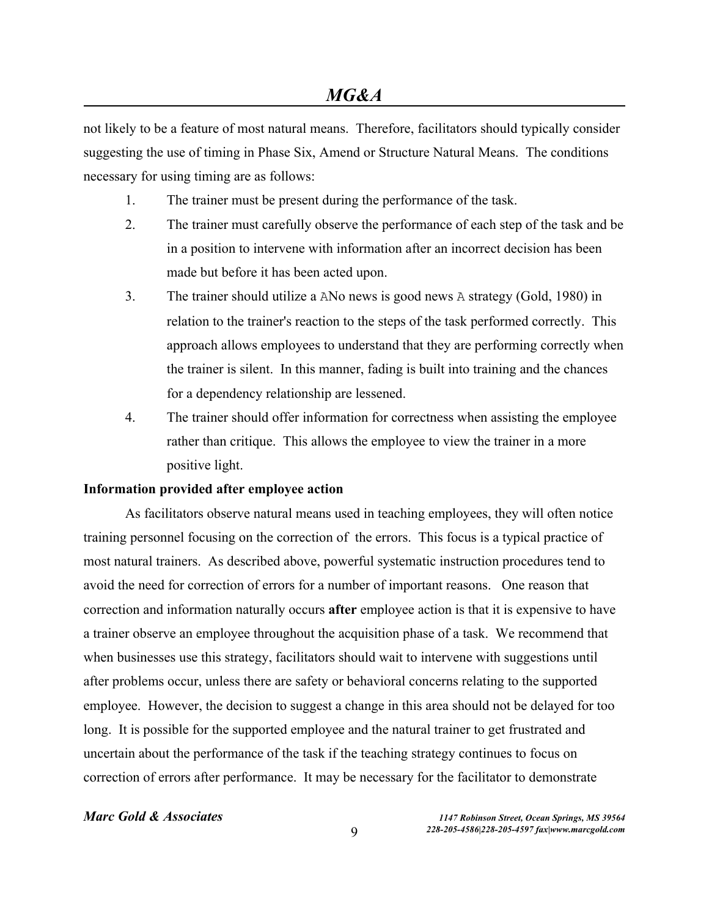not likely to be a feature of most natural means. Therefore, facilitators should typically consider suggesting the use of timing in Phase Six, Amend or Structure Natural Means. The conditions necessary for using timing are as follows:

1. The trainer must be present during the performance of the task.
2. The trainer must carefully observe the performance of each step of the task and be in a position to intervene with information after an incorrect decision has been made but before it has been acted upon.
3. The trainer should utilize a ANo news is good news A strategy (Gold, 1980) in relation to the trainer's reaction to the steps of the task performed correctly. This approach allows employees to understand that they are performing correctly when the trainer is silent. In this manner, fading is built into training and the chances for a dependency relationship are lessened.
4. The trainer should offer information for correctness when assisting the employee rather than critique. This allows the employee to view the trainer in a more positive light.

**Information provided after employee action**

As facilitators observe natural means used in teaching employees, they will often notice training personnel focusing on the correction of the errors. This focus is a typical practice of most natural trainers. As described above, powerful systematic instruction procedures tend to avoid the need for correction of errors for a number of important reasons. One reason that correction and information naturally occurs **after** employee action is that it is expensive to have a trainer observe an employee throughout the acquisition phase of a task. We recommend that when businesses use this strategy, facilitators should wait to intervene with suggestions until after problems occur, unless there are safety or behavioral concerns relating to the supported employee. However, the decision to suggest a change in this area should not be delayed for too long. It is possible for the supported employee and the natural trainer to get frustrated and uncertain about the performance of the task if the teaching strategy continues to focus on correction of errors after performance. It may be necessary for the facilitator to demonstrate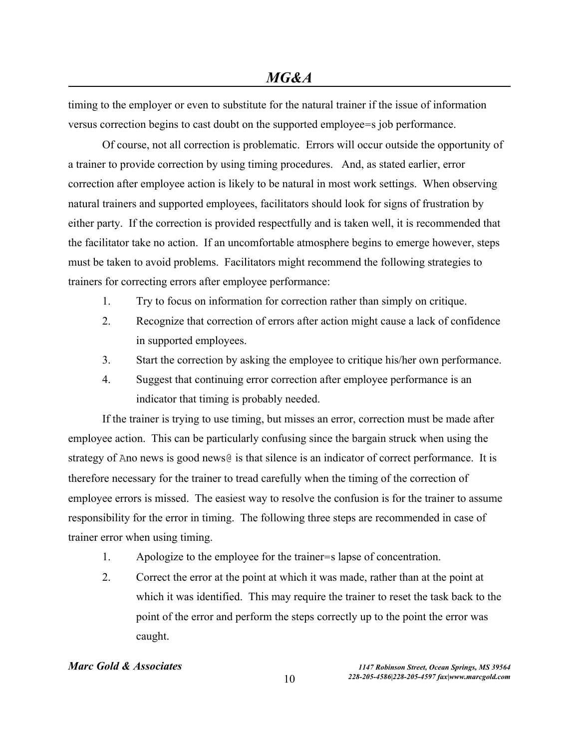timing to the employer or even to substitute for the natural trainer if the issue of information versus correction begins to cast doubt on the supported employee=s job performance.

Of course, not all correction is problematic. Errors will occur outside the opportunity of a trainer to provide correction by using timing procedures. And, as stated earlier, error correction after employee action is likely to be natural in most work settings. When observing natural trainers and supported employees, facilitators should look for signs of frustration by either party. If the correction is provided respectfully and is taken well, it is recommended that the facilitator take no action. If an uncomfortable atmosphere begins to emerge however, steps must be taken to avoid problems. Facilitators might recommend the following strategies to trainers for correcting errors after employee performance:

1. Try to focus on information for correction rather than simply on critique.
2. Recognize that correction of errors after action might cause a lack of confidence in supported employees.
3. Start the correction by asking the employee to critique his/her own performance.
4. Suggest that continuing error correction after employee performance is an indicator that timing is probably needed.

If the trainer is trying to use timing, but misses an error, correction must be made after employee action. This can be particularly confusing since the bargain struck when using the strategy of Ano news is good news@ is that silence is an indicator of correct performance. It is therefore necessary for the trainer to tread carefully when the timing of the correction of employee errors is missed. The easiest way to resolve the confusion is for the trainer to assume responsibility for the error in timing. The following three steps are recommended in case of trainer error when using timing.

1. Apologize to the employee for the trainer=s lapse of concentration.
2. Correct the error at the point at which it was made, rather than at the point at which it was identified. This may require the trainer to reset the task back to the point of the error and perform the steps correctly up to the point the error was caught.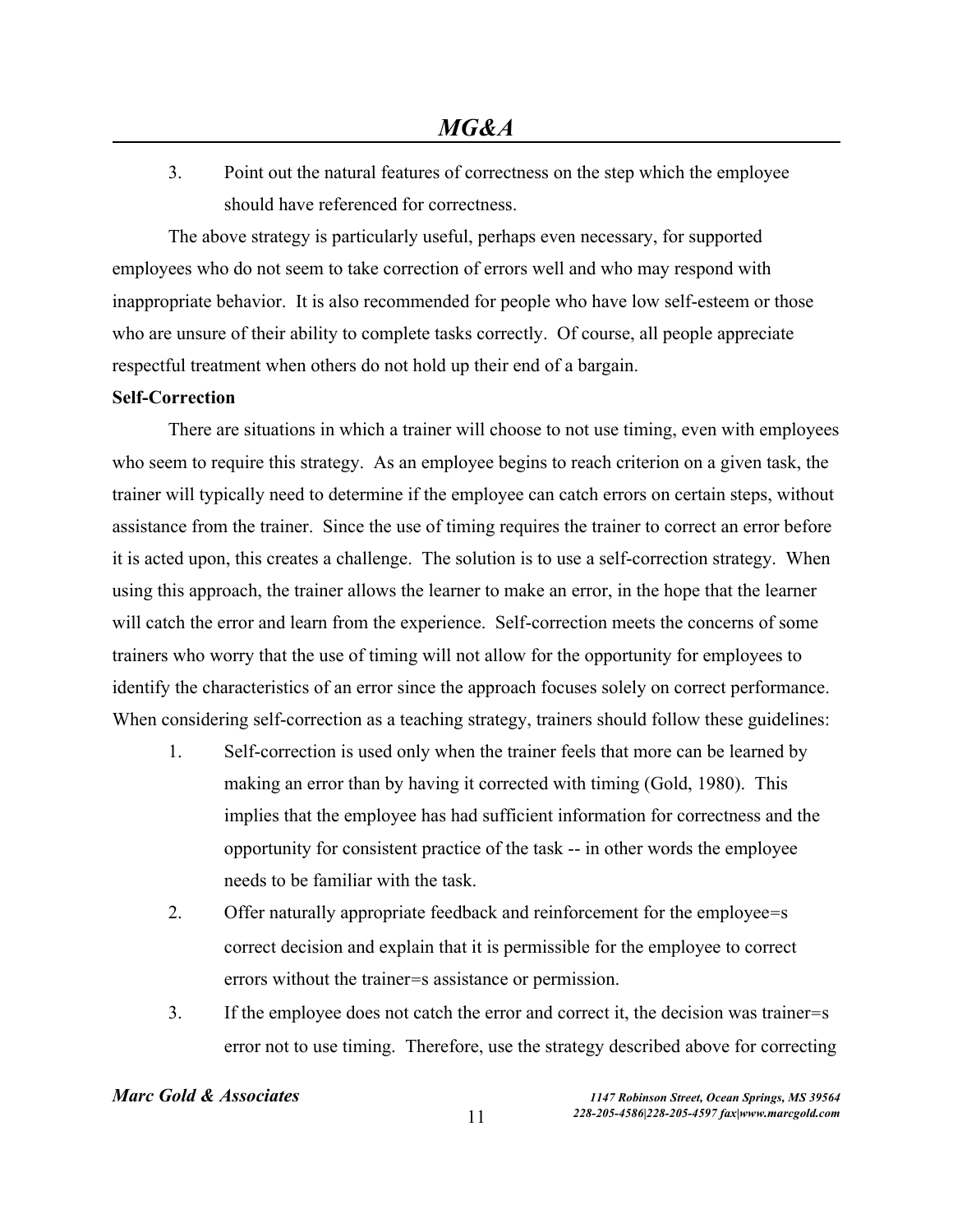3. Point out the natural features of correctness on the step which the employee should have referenced for correctness.

The above strategy is particularly useful, perhaps even necessary, for supported employees who do not seem to take correction of errors well and who may respond with inappropriate behavior. It is also recommended for people who have low self-esteem or those who are unsure of their ability to complete tasks correctly. Of course, all people appreciate respectful treatment when others do not hold up their end of a bargain.

**Self-Correction**

There are situations in which a trainer will choose to not use timing, even with employees who seem to require this strategy. As an employee begins to reach criterion on a given task, the trainer will typically need to determine if the employee can catch errors on certain steps, without assistance from the trainer. Since the use of timing requires the trainer to correct an error before it is acted upon, this creates a challenge. The solution is to use a self-correction strategy. When using this approach, the trainer allows the learner to make an error, in the hope that the learner will catch the error and learn from the experience. Self-correction meets the concerns of some trainers who worry that the use of timing will not allow for the opportunity for employees to identify the characteristics of an error since the approach focuses solely on correct performance. When considering self-correction as a teaching strategy, trainers should follow these guidelines:

1. Self-correction is used only when the trainer feels that more can be learned by making an error than by having it corrected with timing (Gold, 1980). This implies that the employee has had sufficient information for correctness and the opportunity for consistent practice of the task -- in other words the employee needs to be familiar with the task.
2. Offer naturally appropriate feedback and reinforcement for the employee=s correct decision and explain that it is permissible for the employee to correct errors without the trainer=s assistance or permission.
3. If the employee does not catch the error and correct it, the decision was trainer=s error not to use timing. Therefore, use the strategy described above for correcting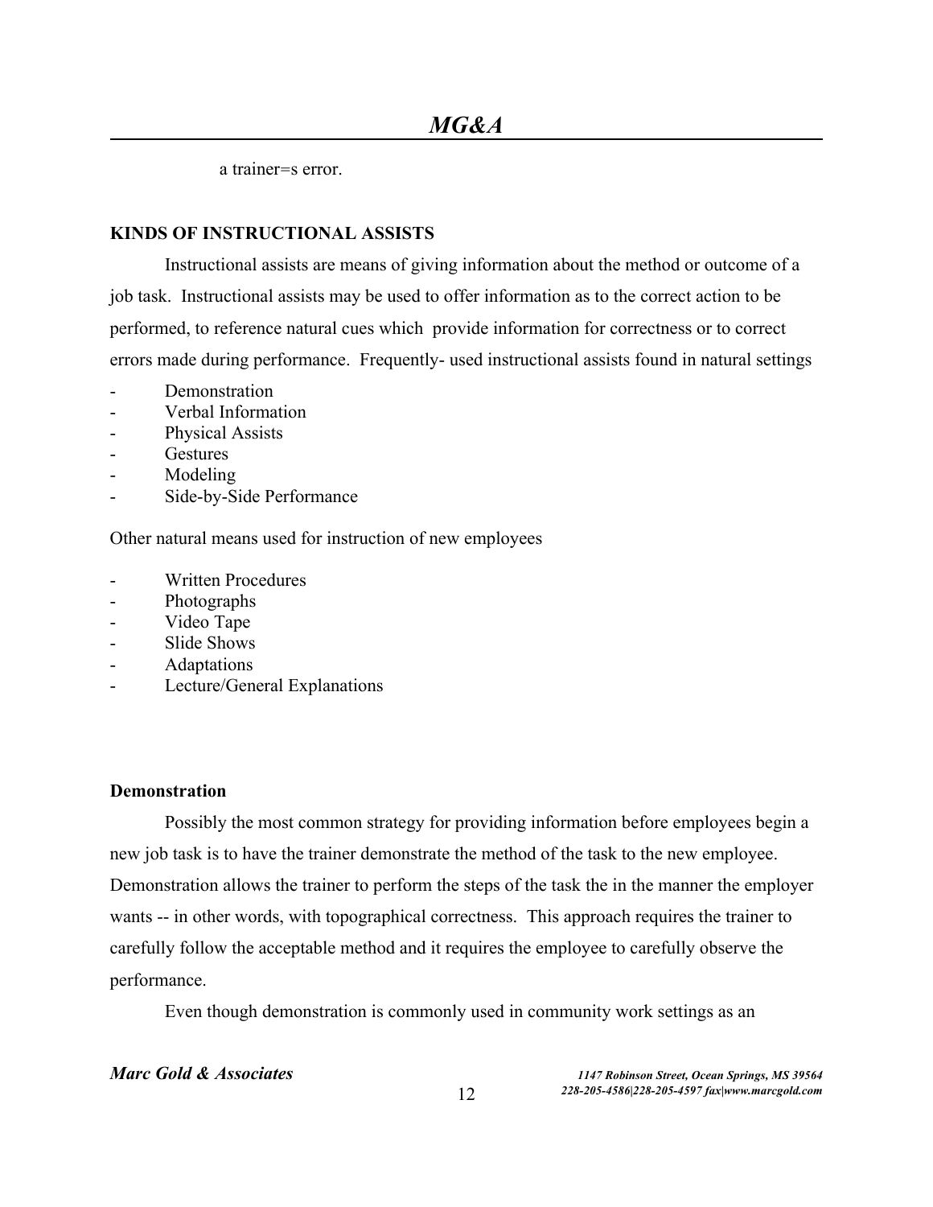a trainer=s error.

**KINDS OF INSTRUCTIONAL ASSISTS**

Instructional assists are means of giving information about the method or outcome of a job task. Instructional assists may be used to offer information as to the correct action to be performed, to reference natural cues which provide information for correctness or to correct errors made during performance. Frequently- used instructional assists found in natural settings

- Demonstration
- Verbal Information
- Physical Assists
- Gestures
- Modeling
- Side-by-Side Performance

Other natural means used for instruction of new employees

- Written Procedures
- Photographs
- Video Tape
- Slide Shows
- Adaptations
- Lecture/General Explanations

**Demonstration**

Possibly the most common strategy for providing information before employees begin a new job task is to have the trainer demonstrate the method of the task to the new employee. Demonstration allows the trainer to perform the steps of the task the in the manner the employer wants -- in other words, with topographical correctness. This approach requires the trainer to carefully follow the acceptable method and it requires the employee to carefully observe the performance.

Even though demonstration is commonly used in community work settings as an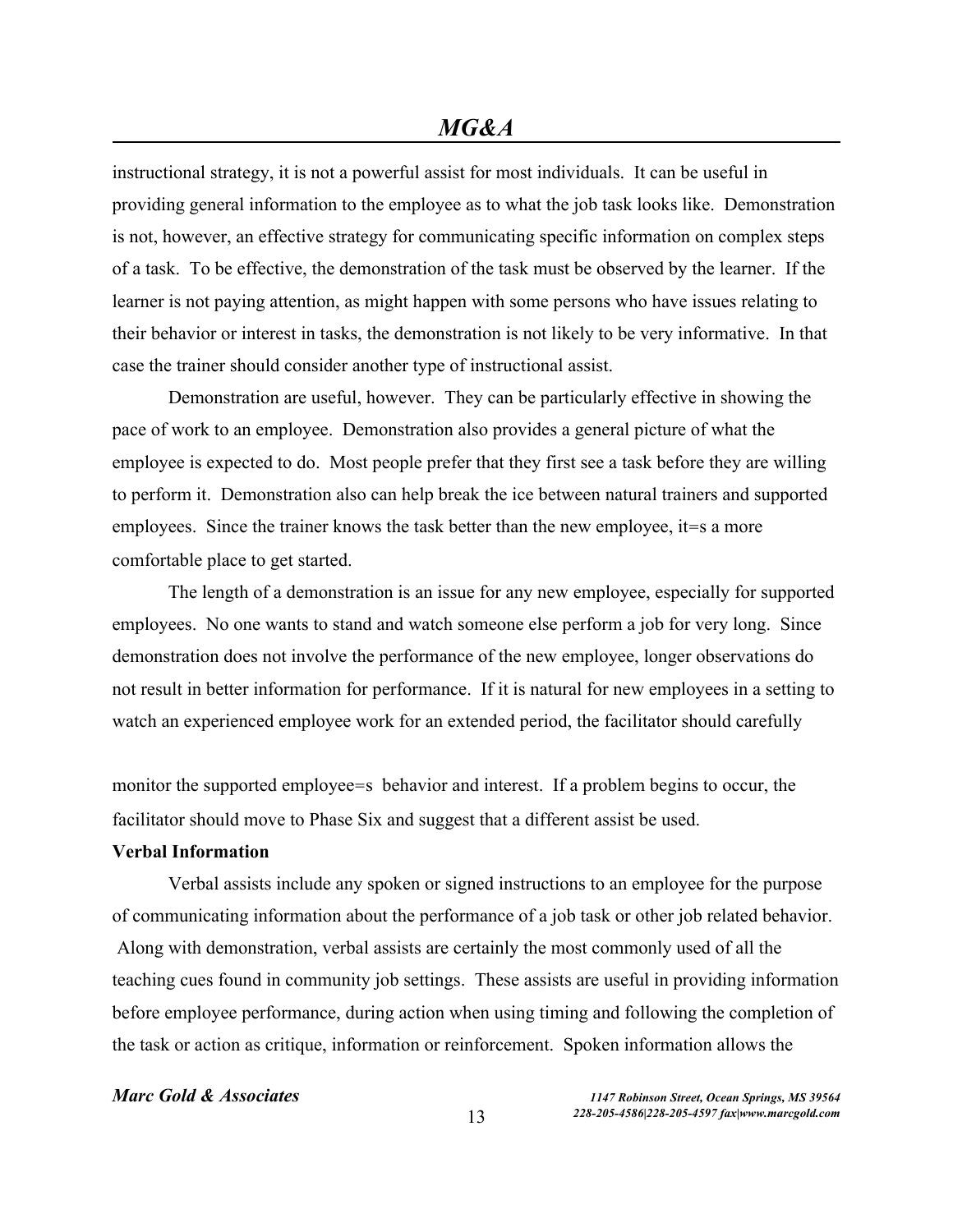instructional strategy, it is not a powerful assist for most individuals. It can be useful in providing general information to the employee as to what the job task looks like. Demonstration is not, however, an effective strategy for communicating specific information on complex steps of a task. To be effective, the demonstration of the task must be observed by the learner. If the learner is not paying attention, as might happen with some persons who have issues relating to their behavior or interest in tasks, the demonstration is not likely to be very informative. In that case the trainer should consider another type of instructional assist.

Demonstration are useful, however. They can be particularly effective in showing the pace of work to an employee. Demonstration also provides a general picture of what the employee is expected to do. Most people prefer that they first see a task before they are willing to perform it. Demonstration also can help break the ice between natural trainers and supported employees. Since the trainer knows the task better than the new employee, it=s a more comfortable place to get started.

The length of a demonstration is an issue for any new employee, especially for supported employees. No one wants to stand and watch someone else perform a job for very long. Since demonstration does not involve the performance of the new employee, longer observations do not result in better information for performance. If it is natural for new employees in a setting to watch an experienced employee work for an extended period, the facilitator should carefully monitor the supported employee=s behavior and interest. If a problem begins to occur, the facilitator should move to Phase Six and suggest that a different assist be used.

**Verbal Information**

Verbal assists include any spoken or signed instructions to an employee for the purpose of communicating information about the performance of a job task or other job related behavior. Along with demonstration, verbal assists are certainly the most commonly used of all the teaching cues found in community job settings. These assists are useful in providing information before employee performance, during action when using timing and following the completion of the task or action as critique, information or reinforcement. Spoken information allows the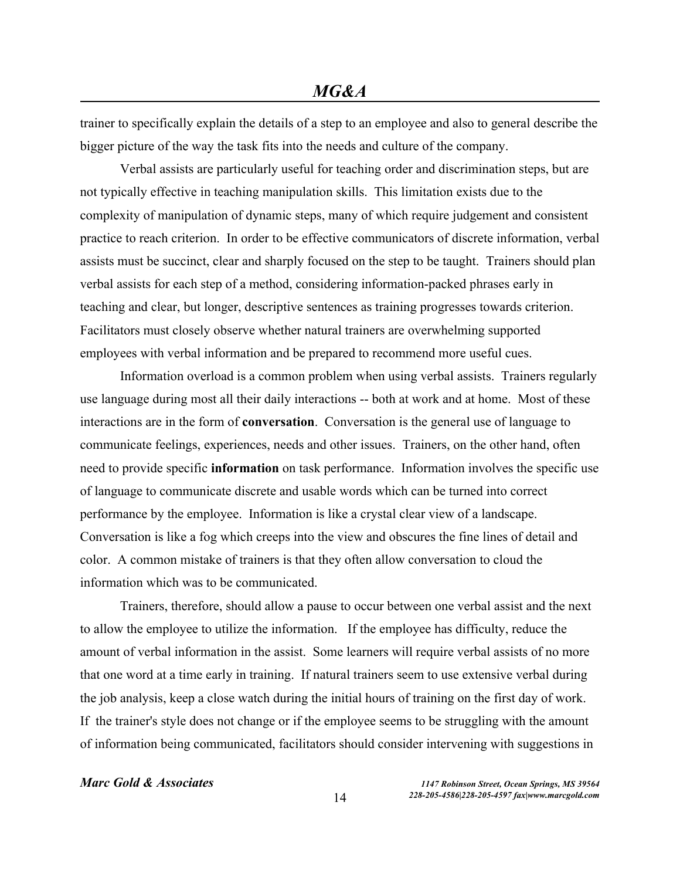trainer to specifically explain the details of a step to an employee and also to general describe the bigger picture of the way the task fits into the needs and culture of the company.

Verbal assists are particularly useful for teaching order and discrimination steps, but are not typically effective in teaching manipulation skills. This limitation exists due to the complexity of manipulation of dynamic steps, many of which require judgement and consistent practice to reach criterion. In order to be effective communicators of discrete information, verbal assists must be succinct, clear and sharply focused on the step to be taught. Trainers should plan verbal assists for each step of a method, considering information-packed phrases early in teaching and clear, but longer, descriptive sentences as training progresses towards criterion. Facilitators must closely observe whether natural trainers are overwhelming supported employees with verbal information and be prepared to recommend more useful cues.

Information overload is a common problem when using verbal assists. Trainers regularly use language during most all their daily interactions -- both at work and at home. Most of these interactions are in the form of **conversation**. Conversation is the general use of language to communicate feelings, experiences, needs and other issues. Trainers, on the other hand, often need to provide specific **information** on task performance. Information involves the specific use of language to communicate discrete and usable words which can be turned into correct performance by the employee. Information is like a crystal clear view of a landscape. Conversation is like a fog which creeps into the view and obscures the fine lines of detail and color. A common mistake of trainers is that they often allow conversation to cloud the information which was to be communicated.

Trainers, therefore, should allow a pause to occur between one verbal assist and the next to allow the employee to utilize the information. If the employee has difficulty, reduce the amount of verbal information in the assist. Some learners will require verbal assists of no more that one word at a time early in training. If natural trainers seem to use extensive verbal during the job analysis, keep a close watch during the initial hours of training on the first day of work. If the trainer's style does not change or if the employee seems to be struggling with the amount of information being communicated, facilitators should consider intervening with suggestions in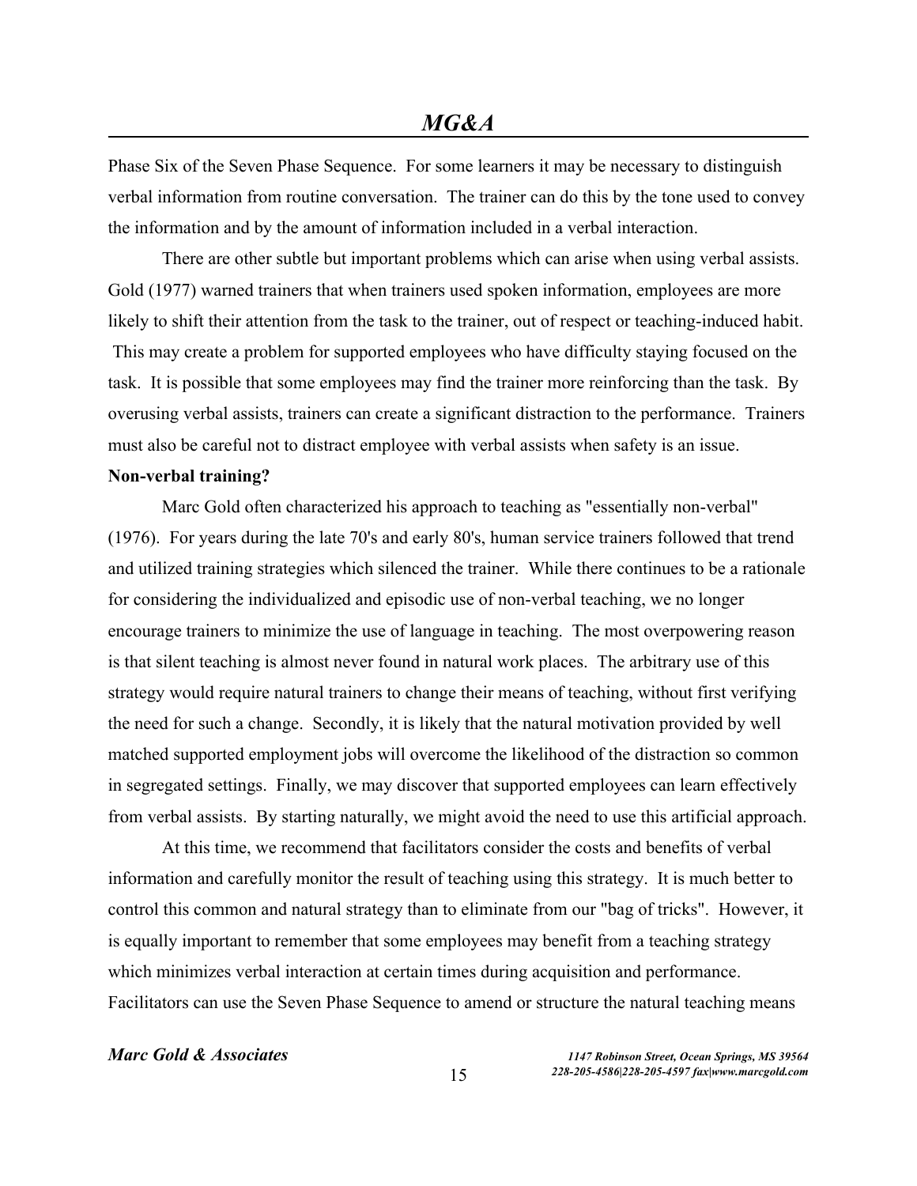Phase Six of the Seven Phase Sequence. For some learners it may be necessary to distinguish verbal information from routine conversation. The trainer can do this by the tone used to convey the information and by the amount of information included in a verbal interaction.

There are other subtle but important problems which can arise when using verbal assists. Gold (1977) warned trainers that when trainers used spoken information, employees are more likely to shift their attention from the task to the trainer, out of respect or teaching-induced habit. This may create a problem for supported employees who have difficulty staying focused on the task. It is possible that some employees may find the trainer more reinforcing than the task. By overusing verbal assists, trainers can create a significant distraction to the performance. Trainers must also be careful not to distract employee with verbal assists when safety is an issue.

**Non-verbal training?**

Marc Gold often characterized his approach to teaching as "essentially non-verbal" (1976). For years during the late 70's and early 80's, human service trainers followed that trend and utilized training strategies which silenced the trainer. While there continues to be a rationale for considering the individualized and episodic use of non-verbal teaching, we no longer encourage trainers to minimize the use of language in teaching. The most overpowering reason is that silent teaching is almost never found in natural work places. The arbitrary use of this strategy would require natural trainers to change their means of teaching, without first verifying the need for such a change. Secondly, it is likely that the natural motivation provided by well matched supported employment jobs will overcome the likelihood of the distraction so common in segregated settings. Finally, we may discover that supported employees can learn effectively from verbal assists. By starting naturally, we might avoid the need to use this artificial approach.

At this time, we recommend that facilitators consider the costs and benefits of verbal information and carefully monitor the result of teaching using this strategy. It is much better to control this common and natural strategy than to eliminate from our "bag of tricks". However, it is equally important to remember that some employees may benefit from a teaching strategy which minimizes verbal interaction at certain times during acquisition and performance. Facilitators can use the Seven Phase Sequence to amend or structure the natural teaching means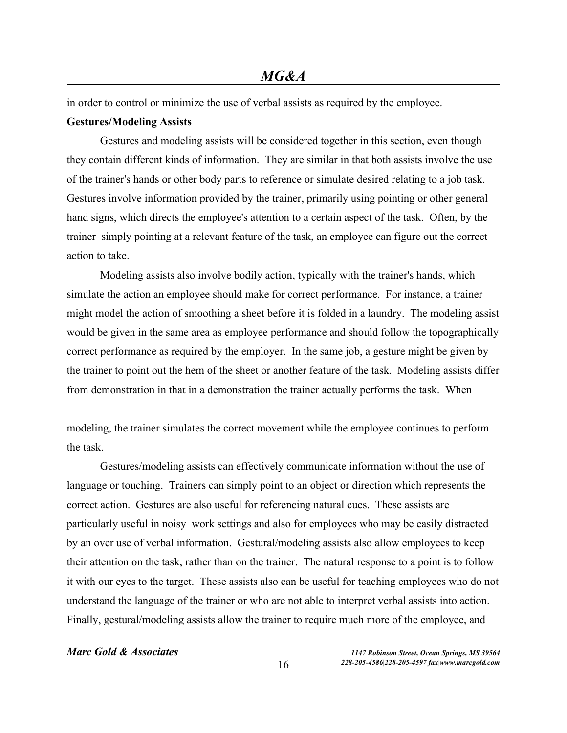in order to control or minimize the use of verbal assists as required by the employee.

**Gestures/Modeling Assists**

Gestures and modeling assists will be considered together in this section, even though they contain different kinds of information. They are similar in that both assists involve the use of the trainer's hands or other body parts to reference or simulate desired relating to a job task. Gestures involve information provided by the trainer, primarily using pointing or other general hand signs, which directs the employee's attention to a certain aspect of the task. Often, by the trainer simply pointing at a relevant feature of the task, an employee can figure out the correct action to take.

Modeling assists also involve bodily action, typically with the trainer's hands, which simulate the action an employee should make for correct performance. For instance, a trainer might model the action of smoothing a sheet before it is folded in a laundry. The modeling assist would be given in the same area as employee performance and should follow the topographically correct performance as required by the employer. In the same job, a gesture might be given by the trainer to point out the hem of the sheet or another feature of the task. Modeling assists differ from demonstration in that in a demonstration the trainer actually performs the task. When modeling, the trainer simulates the correct movement while the employee continues to perform the task.

Gestures/modeling assists can effectively communicate information without the use of language or touching. Trainers can simply point to an object or direction which represents the correct action. Gestures are also useful for referencing natural cues. These assists are particularly useful in noisy work settings and also for employees who may be easily distracted by an over use of verbal information. Gestural/modeling assists also allow employees to keep their attention on the task, rather than on the trainer. The natural response to a point is to follow it with our eyes to the target. These assists also can be useful for teaching employees who do not understand the language of the trainer or who are not able to interpret verbal assists into action. Finally, gestural/modeling assists allow the trainer to require much more of the employee, and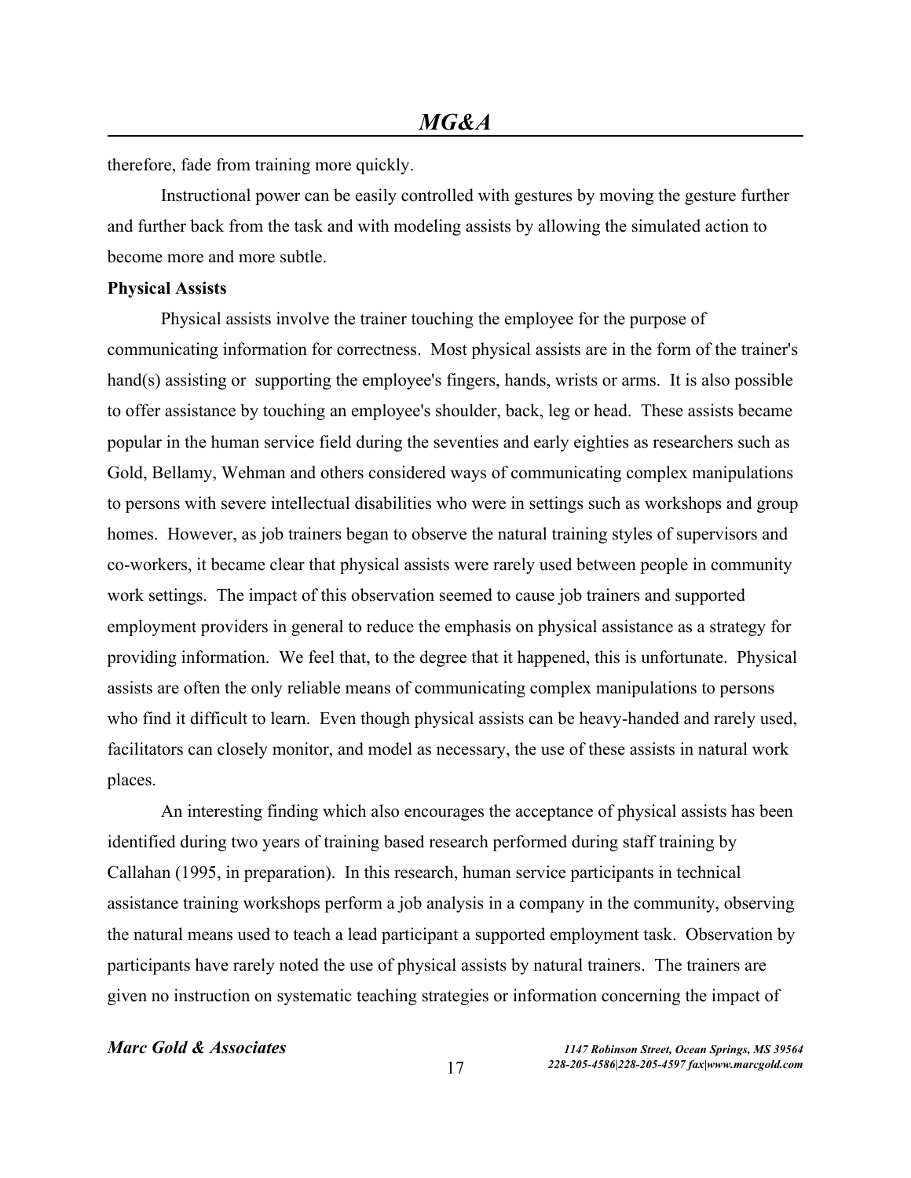therefore, fade from training more quickly.

Instructional power can be easily controlled with gestures by moving the gesture further and further back from the task and with modeling assists by allowing the simulated action to become more and more subtle.

**Physical Assists**

Physical assists involve the trainer touching the employee for the purpose of communicating information for correctness. Most physical assists are in the form of the trainer's hand(s) assisting or supporting the employee's fingers, hands, wrists or arms. It is also possible to offer assistance by touching an employee's shoulder, back, leg or head. These assists became popular in the human service field during the seventies and early eighties as researchers such as Gold, Bellamy, Wehman and others considered ways of communicating complex manipulations to persons with severe intellectual disabilities who were in settings such as workshops and group homes. However, as job trainers began to observe the natural training styles of supervisors and co-workers, it became clear that physical assists were rarely used between people in community work settings. The impact of this observation seemed to cause job trainers and supported employment providers in general to reduce the emphasis on physical assistance as a strategy for providing information. We feel that, to the degree that it happened, this is unfortunate. Physical assists are often the only reliable means of communicating complex manipulations to persons who find it difficult to learn. Even though physical assists can be heavy-handed and rarely used, facilitators can closely monitor, and model as necessary, the use of these assists in natural work places.

An interesting finding which also encourages the acceptance of physical assists has been identified during two years of training based research performed during staff training by Callahan (1995, in preparation). In this research, human service participants in technical assistance training workshops perform a job analysis in a company in the community, observing the natural means used to teach a lead participant a supported employment task. Observation by participants have rarely noted the use of physical assists by natural trainers. The trainers are given no instruction on systematic teaching strategies or information concerning the impact of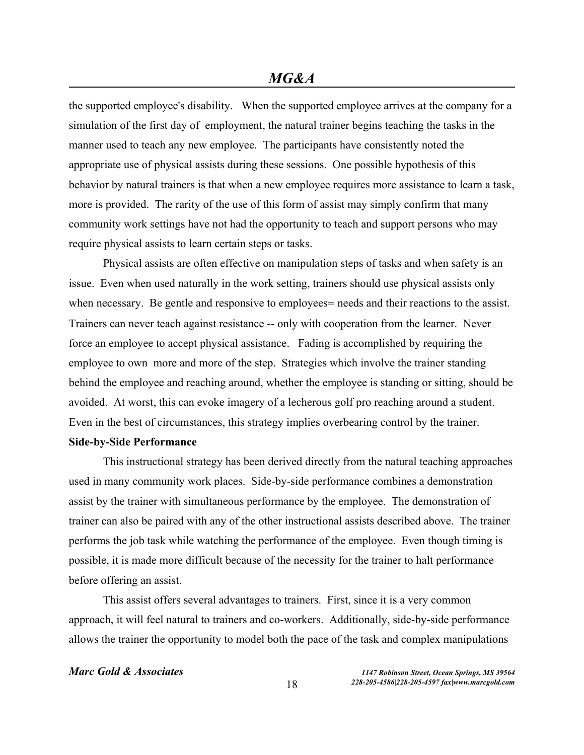the supported employee's disability. When the supported employee arrives at the company for a simulation of the first day of employment, the natural trainer begins teaching the tasks in the manner used to teach any new employee. The participants have consistently noted the appropriate use of physical assists during these sessions. One possible hypothesis of this behavior by natural trainers is that when a new employee requires more assistance to learn a task, more is provided. The rarity of the use of this form of assist may simply confirm that many community work settings have not had the opportunity to teach and support persons who may require physical assists to learn certain steps or tasks.

Physical assists are often effective on manipulation steps of tasks and when safety is an issue. Even when used naturally in the work setting, trainers should use physical assists only when necessary. Be gentle and responsive to employees= needs and their reactions to the assist. Trainers can never teach against resistance -- only with cooperation from the learner. Never force an employee to accept physical assistance. Fading is accomplished by requiring the employee to own more and more of the step. Strategies which involve the trainer standing behind the employee and reaching around, whether the employee is standing or sitting, should be avoided. At worst, this can evoke imagery of a lecherous golf pro reaching around a student. Even in the best of circumstances, this strategy implies overbearing control by the trainer.

**Side-by-Side Performance**

This instructional strategy has been derived directly from the natural teaching approaches used in many community work places. Side-by-side performance combines a demonstration assist by the trainer with simultaneous performance by the employee. The demonstration of trainer can also be paired with any of the other instructional assists described above. The trainer performs the job task while watching the performance of the employee. Even though timing is possible, it is made more difficult because of the necessity for the trainer to halt performance before offering an assist.

This assist offers several advantages to trainers. First, since it is a very common approach, it will feel natural to trainers and co-workers. Additionally, side-by-side performance allows the trainer the opportunity to model both the pace of the task and complex manipulations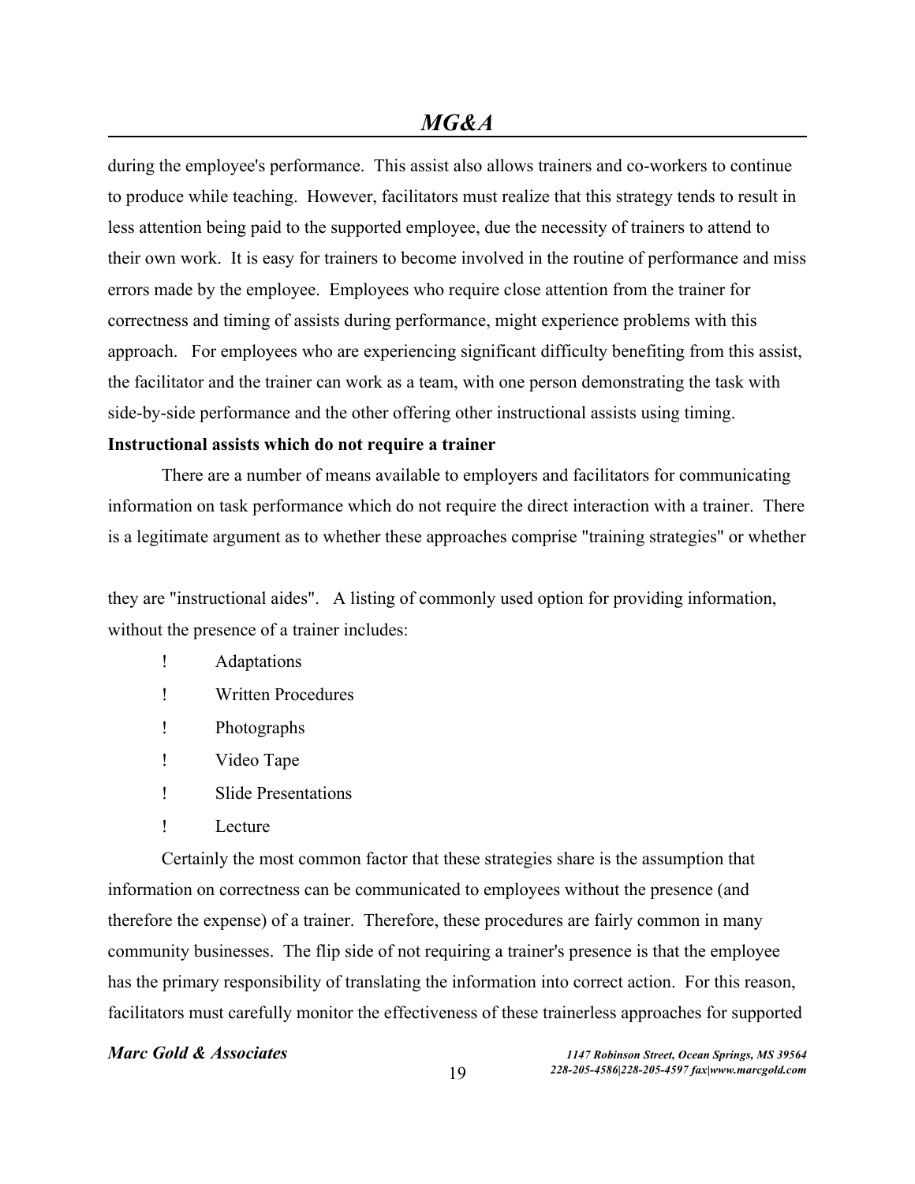during the employee's performance. This assist also allows trainers and co-workers to continue to produce while teaching. However, facilitators must realize that this strategy tends to result in less attention being paid to the supported employee, due the necessity of trainers to attend to their own work. It is easy for trainers to become involved in the routine of performance and miss errors made by the employee. Employees who require close attention from the trainer for correctness and timing of assists during performance, might experience problems with this approach. For employees who are experiencing significant difficulty benefiting from this assist, the facilitator and the trainer can work as a team, with one person demonstrating the task with side-by-side performance and the other offering other instructional assists using timing.

**Instructional assists which do not require a trainer**

There are a number of means available to employers and facilitators for communicating information on task performance which do not require the direct interaction with a trainer. There is a legitimate argument as to whether these approaches comprise "training strategies" or whether they are "instructional aides". A listing of commonly used option for providing information, without the presence of a trainer includes:

- Adaptations
- Written Procedures
- Photographs
- Video Tape
- Slide Presentations
- Lecture

Certainly the most common factor that these strategies share is the assumption that information on correctness can be communicated to employees without the presence (and therefore the expense) of a trainer. Therefore, these procedures are fairly common in many community businesses. The flip side of not requiring a trainer's presence is that the employee has the primary responsibility of translating the information into correct action. For this reason, facilitators must carefully monitor the effectiveness of these trainerless approaches for supported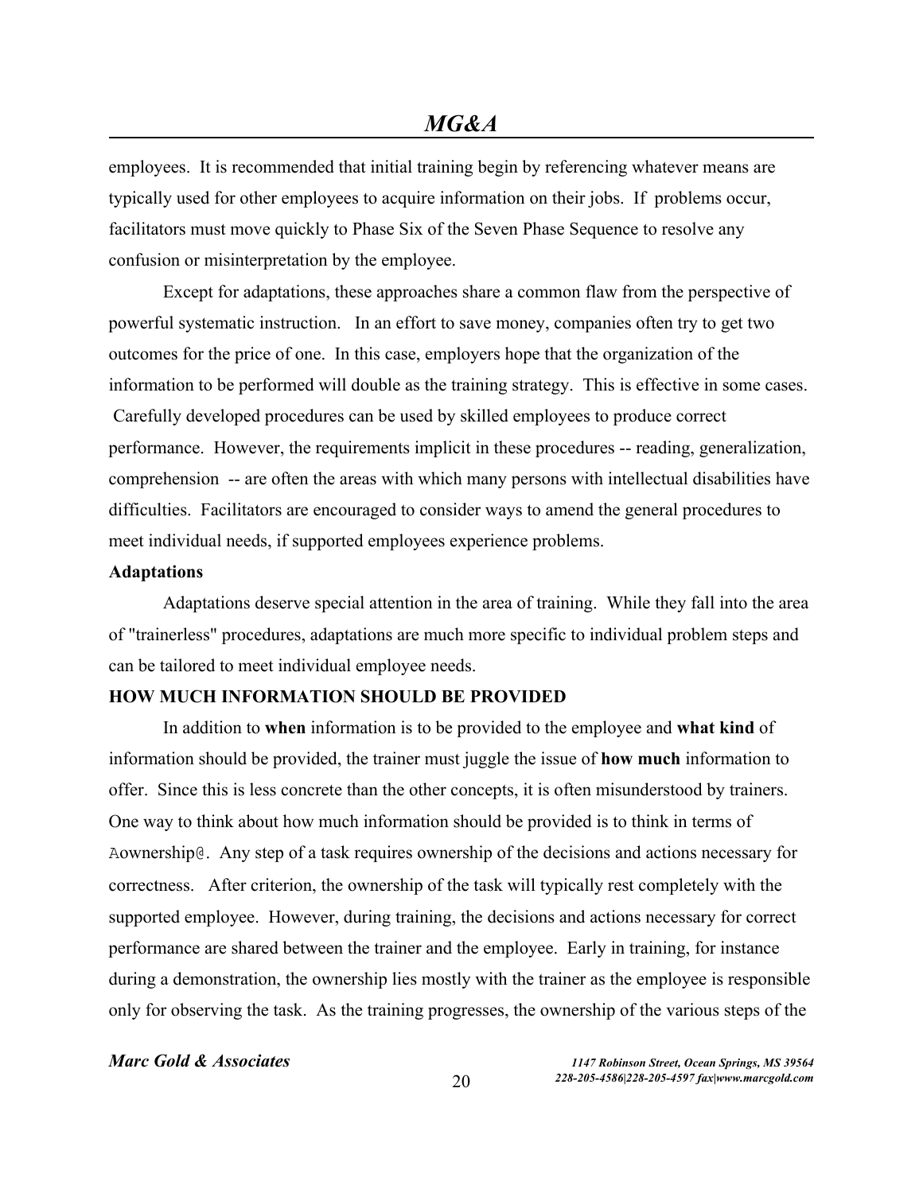employees. It is recommended that initial training begin by referencing whatever means are typically used for other employees to acquire information on their jobs. If problems occur, facilitators must move quickly to Phase Six of the Seven Phase Sequence to resolve any confusion or misinterpretation by the employee.

Except for adaptations, these approaches share a common flaw from the perspective of powerful systematic instruction. In an effort to save money, companies often try to get two outcomes for the price of one. In this case, employers hope that the organization of the information to be performed will double as the training strategy. This is effective in some cases. Carefully developed procedures can be used by skilled employees to produce correct performance. However, the requirements implicit in these procedures -- reading, generalization, comprehension -- are often the areas with which many persons with intellectual disabilities have difficulties. Facilitators are encouraged to consider ways to amend the general procedures to meet individual needs, if supported employees experience problems.

**Adaptations**

Adaptations deserve special attention in the area of training. While they fall into the area of "trainerless" procedures, adaptations are much more specific to individual problem steps and can be tailored to meet individual employee needs.

**HOW MUCH INFORMATION SHOULD BE PROVIDED**

In addition to **when** information is to be provided to the employee and **what kind** of information should be provided, the trainer must juggle the issue of **how much** information to offer. Since this is less concrete than the other concepts, it is often misunderstood by trainers. One way to think about how much information should be provided is to think in terms of Aownership@. Any step of a task requires ownership of the decisions and actions necessary for correctness. After criterion, the ownership of the task will typically rest completely with the supported employee. However, during training, the decisions and actions necessary for correct performance are shared between the trainer and the employee. Early in training, for instance during a demonstration, the ownership lies mostly with the trainer as the employee is responsible only for observing the task. As the training progresses, the ownership of the various steps of the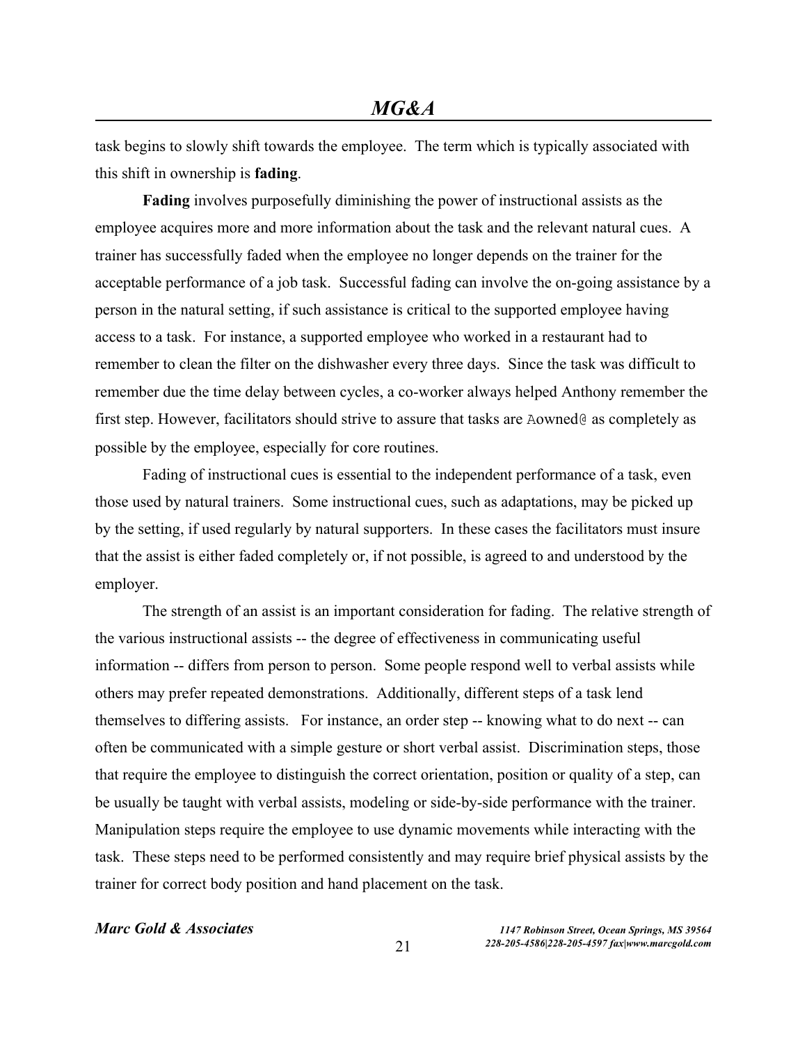task begins to slowly shift towards the employee. The term which is typically associated with this shift in ownership is **fading**.

**Fading** involves purposefully diminishing the power of instructional assists as the employee acquires more and more information about the task and the relevant natural cues. A trainer has successfully faded when the employee no longer depends on the trainer for the acceptable performance of a job task. Successful fading can involve the on-going assistance by a person in the natural setting, if such assistance is critical to the supported employee having access to a task. For instance, a supported employee who worked in a restaurant had to remember to clean the filter on the dishwasher every three days. Since the task was difficult to remember due the time delay between cycles, a co-worker always helped Anthony remember the first step. However, facilitators should strive to assure that tasks are Aowned@ as completely as possible by the employee, especially for core routines.

Fading of instructional cues is essential to the independent performance of a task, even those used by natural trainers. Some instructional cues, such as adaptations, may be picked up by the setting, if used regularly by natural supporters. In these cases the facilitators must insure that the assist is either faded completely or, if not possible, is agreed to and understood by the employer.

The strength of an assist is an important consideration for fading. The relative strength of the various instructional assists -- the degree of effectiveness in communicating useful information -- differs from person to person. Some people respond well to verbal assists while others may prefer repeated demonstrations. Additionally, different steps of a task lend themselves to differing assists. For instance, an order step -- knowing what to do next -- can often be communicated with a simple gesture or short verbal assist. Discrimination steps, those that require the employee to distinguish the correct orientation, position or quality of a step, can be usually be taught with verbal assists, modeling or side-by-side performance with the trainer. Manipulation steps require the employee to use dynamic movements while interacting with the task. These steps need to be performed consistently and may require brief physical assists by the trainer for correct body position and hand placement on the task.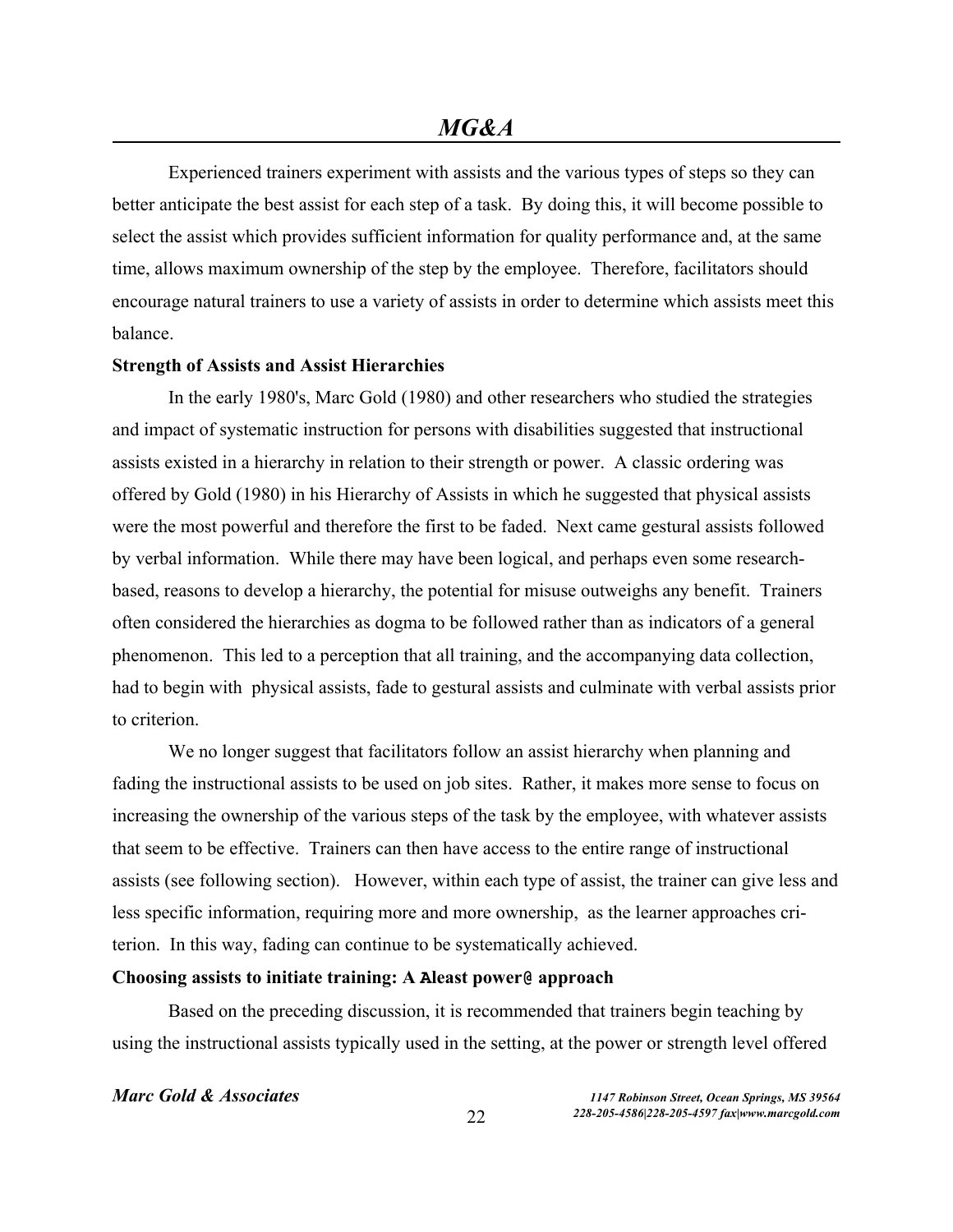Experienced trainers experiment with assists and the various types of steps so they can better anticipate the best assist for each step of a task. By doing this, it will become possible to select the assist which provides sufficient information for quality performance and, at the same time, allows maximum ownership of the step by the employee. Therefore, facilitators should encourage natural trainers to use a variety of assists in order to determine which assists meet this balance.

**Strength of Assists and Assist Hierarchies**

In the early 1980's, Marc Gold (1980) and other researchers who studied the strategies and impact of systematic instruction for persons with disabilities suggested that instructional assists existed in a hierarchy in relation to their strength or power. A classic ordering was offered by Gold (1980) in his Hierarchy of Assists in which he suggested that physical assists were the most powerful and therefore the first to be faded. Next came gestural assists followed by verbal information. While there may have been logical, and perhaps even some research-based, reasons to develop a hierarchy, the potential for misuse outweighs any benefit. Trainers often considered the hierarchies as dogma to be followed rather than as indicators of a general phenomenon. This led to a perception that all training, and the accompanying data collection, had to begin with physical assists, fade to gestural assists and culminate with verbal assists prior to criterion.

We no longer suggest that facilitators follow an assist hierarchy when planning and fading the instructional assists to be used on job sites. Rather, it makes more sense to focus on increasing the ownership of the various steps of the task by the employee, with whatever assists that seem to be effective. Trainers can then have access to the entire range of instructional assists (see following section). However, within each type of assist, the trainer can give less and less specific information, requiring more and more ownership, as the learner approaches criterion. In this way, fading can continue to be systematically achieved.

**Choosing assists to initiate training: A Aleast power@ approach**

Based on the preceding discussion, it is recommended that trainers begin teaching by using the instructional assists typically used in the setting, at the power or strength level offered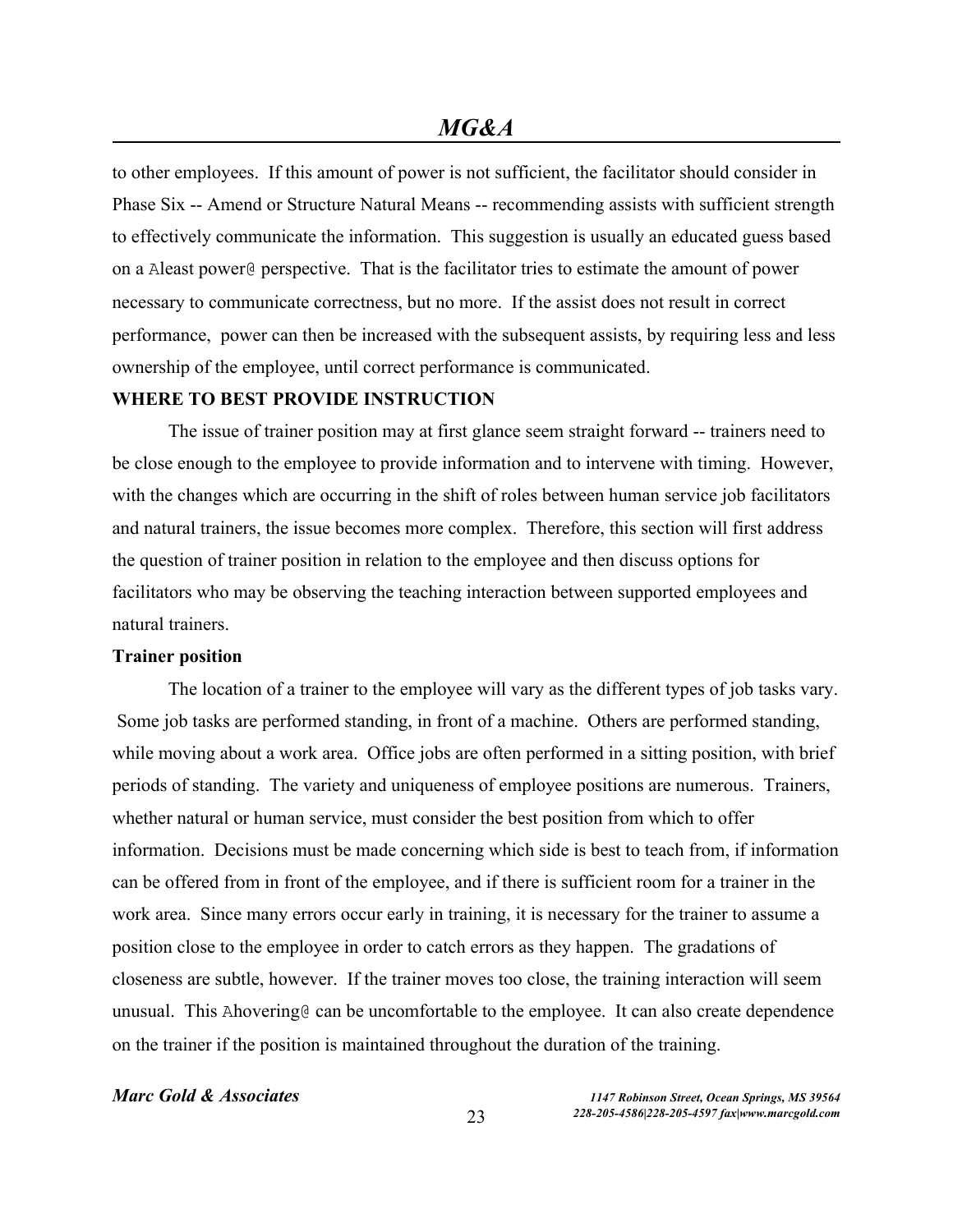to other employees. If this amount of power is not sufficient, the facilitator should consider in Phase Six -- Amend or Structure Natural Means -- recommending assists with sufficient strength to effectively communicate the information. This suggestion is usually an educated guess based on a Aleast power@ perspective. That is the facilitator tries to estimate the amount of power necessary to communicate correctness, but no more. If the assist does not result in correct performance, power can then be increased with the subsequent assists, by requiring less and less ownership of the employee, until correct performance is communicated.

## WHERE TO BEST PROVIDE INSTRUCTION

The issue of trainer position may at first glance seem straight forward -- trainers need to be close enough to the employee to provide information and to intervene with timing. However, with the changes which are occurring in the shift of roles between human service job facilitators and natural trainers, the issue becomes more complex. Therefore, this section will first address the question of trainer position in relation to the employee and then discuss options for facilitators who may be observing the teaching interaction between supported employees and natural trainers.

### Trainer position

The location of a trainer to the employee will vary as the different types of job tasks vary. Some job tasks are performed standing, in front of a machine. Others are performed standing, while moving about a work area. Office jobs are often performed in a sitting position, with brief periods of standing. The variety and uniqueness of employee positions are numerous. Trainers, whether natural or human service, must consider the best position from which to offer information. Decisions must be made concerning which side is best to teach from, if information can be offered from in front of the employee, and if there is sufficient room for a trainer in the work area. Since many errors occur early in training, it is necessary for the trainer to assume a position close to the employee in order to catch errors as they happen. The gradations of closeness are subtle, however. If the trainer moves too close, the training interaction will seem unusual. This Ahovering@ can be uncomfortable to the employee. It can also create dependence on the trainer if the position is maintained throughout the duration of the training.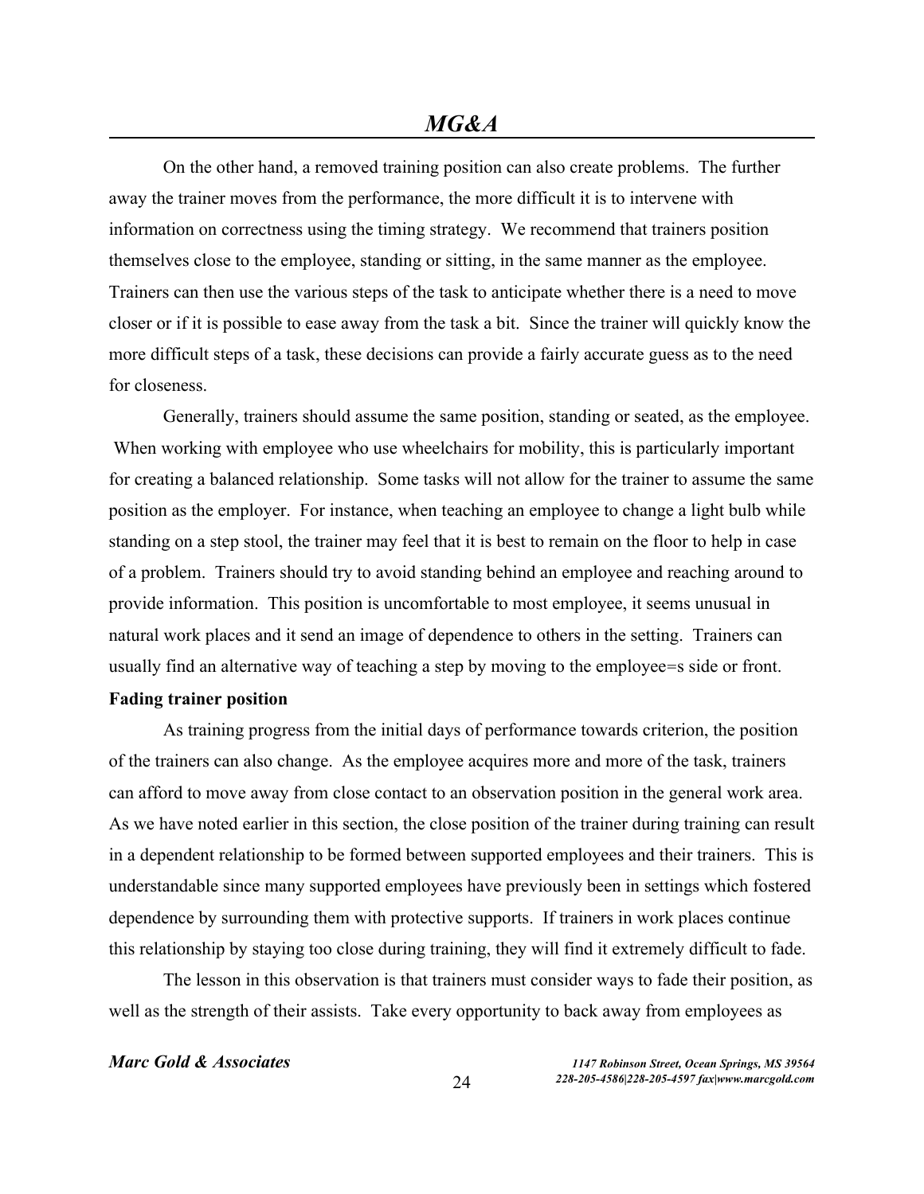On the other hand, a removed training position can also create problems. The further away the trainer moves from the performance, the more difficult it is to intervene with information on correctness using the timing strategy. We recommend that trainers position themselves close to the employee, standing or sitting, in the same manner as the employee. Trainers can then use the various steps of the task to anticipate whether there is a need to move closer or if it is possible to ease away from the task a bit. Since the trainer will quickly know the more difficult steps of a task, these decisions can provide a fairly accurate guess as to the need for closeness.

Generally, trainers should assume the same position, standing or seated, as the employee. When working with employee who use wheelchairs for mobility, this is particularly important for creating a balanced relationship. Some tasks will not allow for the trainer to assume the same position as the employer. For instance, when teaching an employee to change a light bulb while standing on a step stool, the trainer may feel that it is best to remain on the floor to help in case of a problem. Trainers should try to avoid standing behind an employee and reaching around to provide information. This position is uncomfortable to most employee, it seems unusual in natural work places and it send an image of dependence to others in the setting. Trainers can usually find an alternative way of teaching a step by moving to the employee=s side or front.

**Fading trainer position**

As training progress from the initial days of performance towards criterion, the position of the trainers can also change. As the employee acquires more and more of the task, trainers can afford to move away from close contact to an observation position in the general work area. As we have noted earlier in this section, the close position of the trainer during training can result in a dependent relationship to be formed between supported employees and their trainers. This is understandable since many supported employees have previously been in settings which fostered dependence by surrounding them with protective supports. If trainers in work places continue this relationship by staying too close during training, they will find it extremely difficult to fade.

The lesson in this observation is that trainers must consider ways to fade their position, as well as the strength of their assists. Take every opportunity to back away from employees as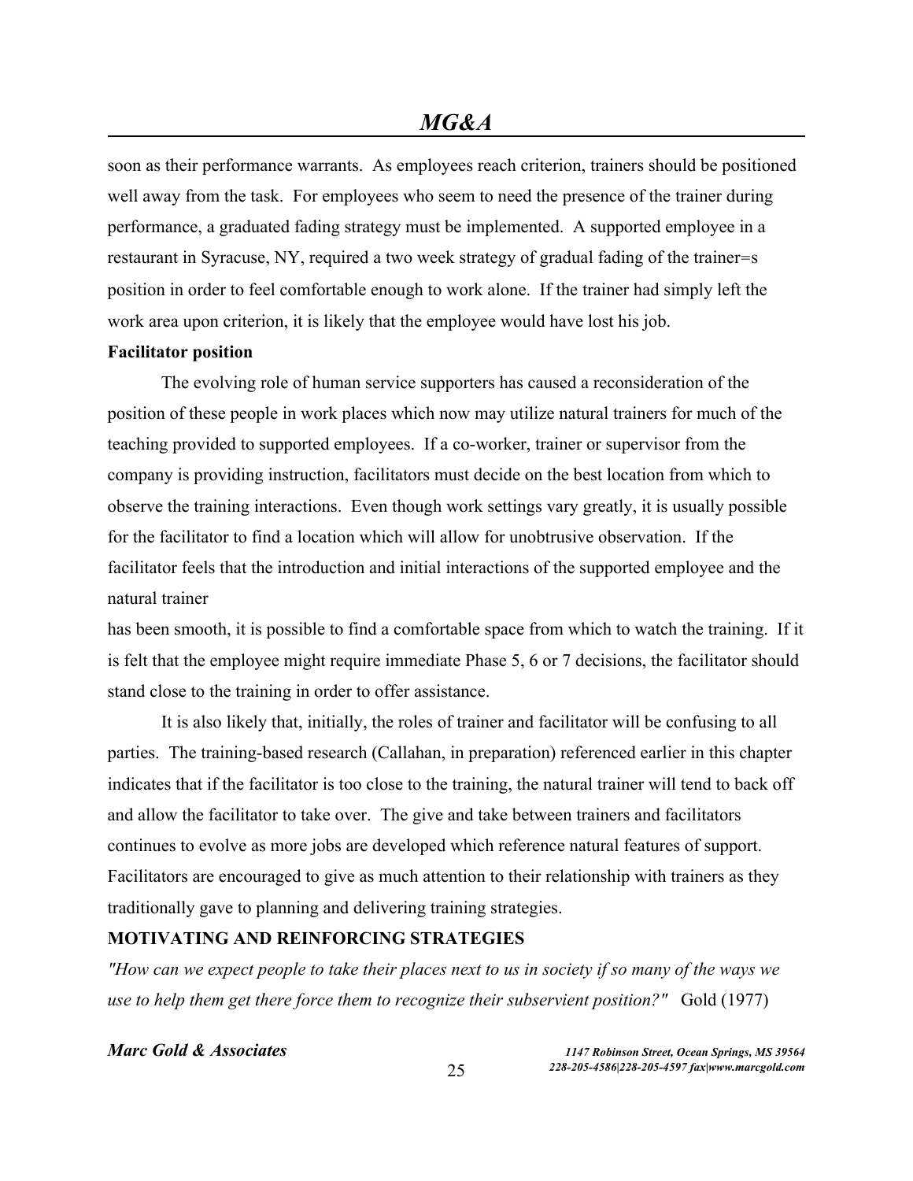soon as their performance warrants. As employees reach criterion, trainers should be positioned well away from the task. For employees who seem to need the presence of the trainer during performance, a graduated fading strategy must be implemented. A supported employee in a restaurant in Syracuse, NY, required a two week strategy of gradual fading of the trainer=s position in order to feel comfortable enough to work alone. If the trainer had simply left the work area upon criterion, it is likely that the employee would have lost his job.

**Facilitator position**

The evolving role of human service supporters has caused a reconsideration of the position of these people in work places which now may utilize natural trainers for much of the teaching provided to supported employees. If a co-worker, trainer or supervisor from the company is providing instruction, facilitators must decide on the best location from which to observe the training interactions. Even though work settings vary greatly, it is usually possible for the facilitator to find a location which will allow for unobtrusive observation. If the facilitator feels that the introduction and initial interactions of the supported employee and the natural trainer has been smooth, it is possible to find a comfortable space from which to watch the training. If it is felt that the employee might require immediate Phase 5, 6 or 7 decisions, the facilitator should stand close to the training in order to offer assistance.

It is also likely that, initially, the roles of trainer and facilitator will be confusing to all parties. The training-based research (Callahan, in preparation) referenced earlier in this chapter indicates that if the facilitator is too close to the training, the natural trainer will tend to back off and allow the facilitator to take over. The give and take between trainers and facilitators continues to evolve as more jobs are developed which reference natural features of support. Facilitators are encouraged to give as much attention to their relationship with trainers as they traditionally gave to planning and delivering training strategies.

**MOTIVATING AND REINFORCING STRATEGIES**

*"How can we expect people to take their places next to us in society if so many of the ways we use to help them get there force them to recognize their subservient position?"* Gold (1977)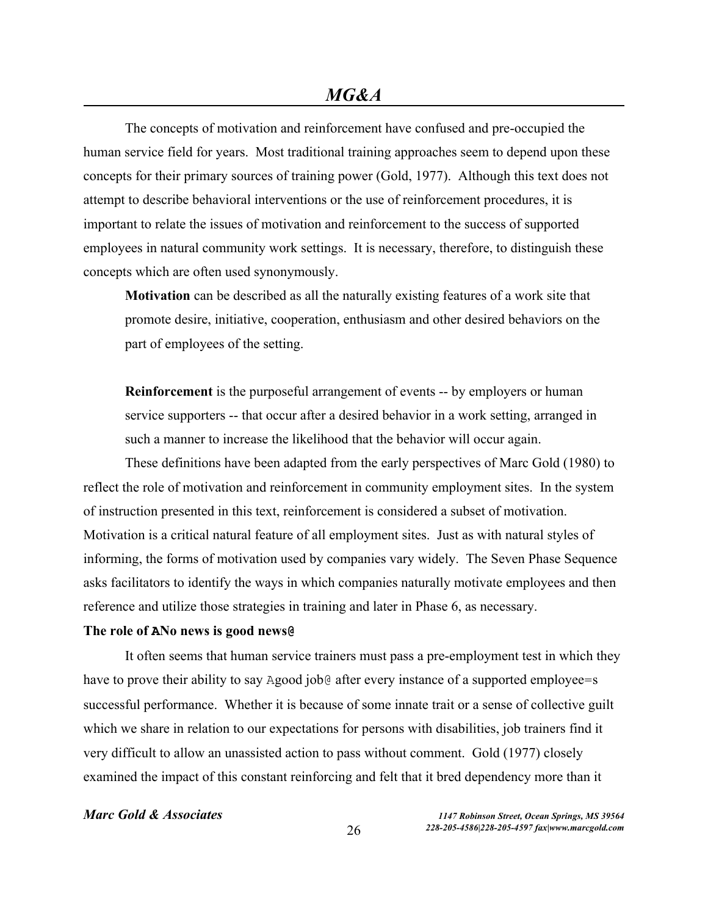The concepts of motivation and reinforcement have confused and pre-occupied the human service field for years. Most traditional training approaches seem to depend upon these concepts for their primary sources of training power (Gold, 1977). Although this text does not attempt to describe behavioral interventions or the use of reinforcement procedures, it is important to relate the issues of motivation and reinforcement to the success of supported employees in natural community work settings. It is necessary, therefore, to distinguish these concepts which are often used synonymously.

> **Motivation** can be described as all the naturally existing features of a work site that promote desire, initiative, cooperation, enthusiasm and other desired behaviors on the part of employees of the setting.
>
> **Reinforcement** is the purposeful arrangement of events -- by employers or human service supporters -- that occur after a desired behavior in a work setting, arranged in such a manner to increase the likelihood that the behavior will occur again.

These definitions have been adapted from the early perspectives of Marc Gold (1980) to reflect the role of motivation and reinforcement in community employment sites. In the system of instruction presented in this text, reinforcement is considered a subset of motivation. Motivation is a critical natural feature of all employment sites. Just as with natural styles of informing, the forms of motivation used by companies vary widely. The Seven Phase Sequence asks facilitators to identify the ways in which companies naturally motivate employees and then reference and utilize those strategies in training and later in Phase 6, as necessary.

**The role of ANo news is good news@**

It often seems that human service trainers must pass a pre-employment test in which they have to prove their ability to say Agood job@ after every instance of a supported employee=s successful performance. Whether it is because of some innate trait or a sense of collective guilt which we share in relation to our expectations for persons with disabilities, job trainers find it very difficult to allow an unassisted action to pass without comment. Gold (1977) closely examined the impact of this constant reinforcing and felt that it bred dependency more than it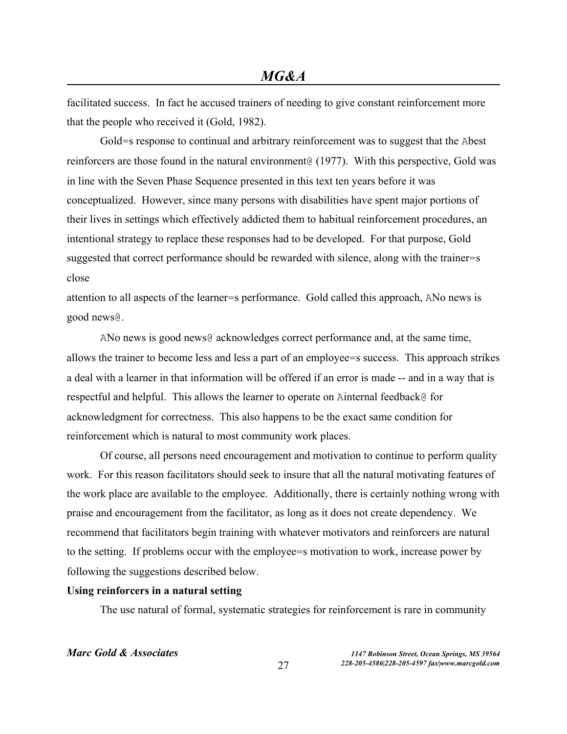facilitated success. In fact he accused trainers of needing to give constant reinforcement more that the people who received it (Gold, 1982).

Gold=s response to continual and arbitrary reinforcement was to suggest that the Abest reinforcers are those found in the natural environment@ (1977). With this perspective, Gold was in line with the Seven Phase Sequence presented in this text ten years before it was conceptualized. However, since many persons with disabilities have spent major portions of their lives in settings which effectively addicted them to habitual reinforcement procedures, an intentional strategy to replace these responses had to be developed. For that purpose, Gold suggested that correct performance should be rewarded with silence, along with the trainer=s close attention to all aspects of the learner=s performance. Gold called this approach, ANo news is good news@.

ANo news is good news@ acknowledges correct performance and, at the same time, allows the trainer to become less and less a part of an employee=s success. This approach strikes a deal with a learner in that information will be offered if an error is made -- and in a way that is respectful and helpful. This allows the learner to operate on Ainternal feedback@ for acknowledgment for correctness. This also happens to be the exact same condition for reinforcement which is natural to most community work places.

Of course, all persons need encouragement and motivation to continue to perform quality work. For this reason facilitators should seek to insure that all the natural motivating features of the work place are available to the employee. Additionally, there is certainly nothing wrong with praise and encouragement from the facilitator, as long as it does not create dependency. We recommend that facilitators begin training with whatever motivators and reinforcers are natural to the setting. If problems occur with the employee=s motivation to work, increase power by following the suggestions described below.

**Using reinforcers in a natural setting**

The use natural of formal, systematic strategies for reinforcement is rare in community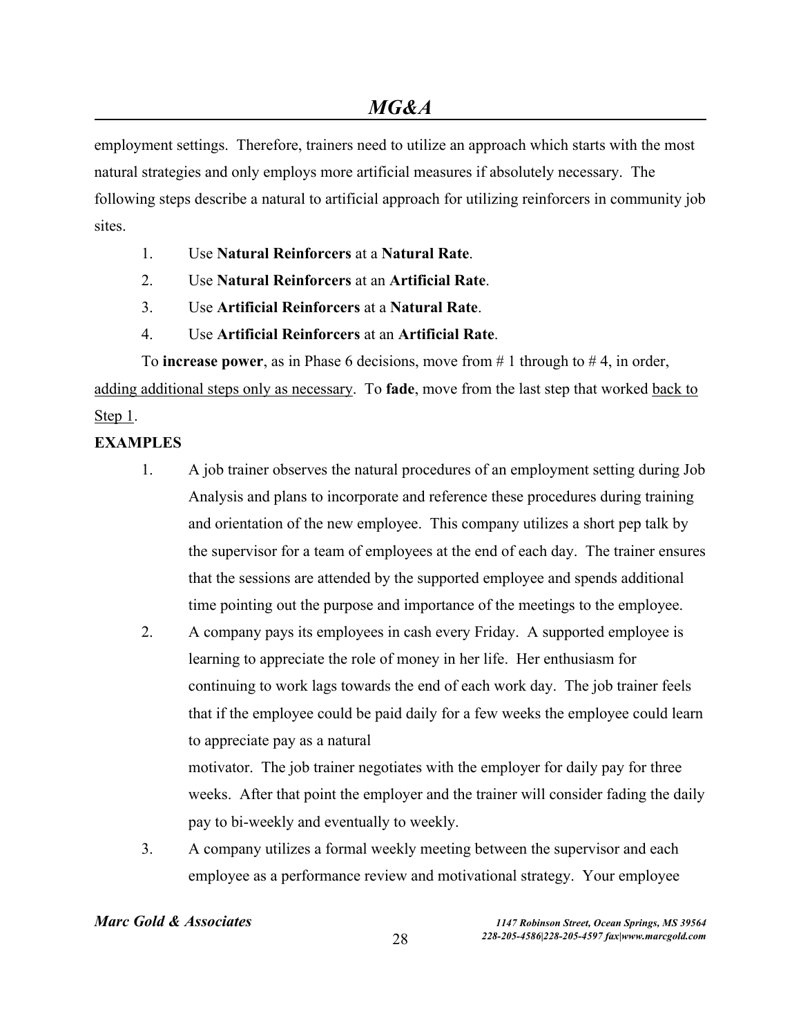employment settings. Therefore, trainers need to utilize an approach which starts with the most natural strategies and only employs more artificial measures if absolutely necessary. The following steps describe a natural to artificial approach for utilizing reinforcers in community job sites.

1. Use **Natural Reinforcers** at a **Natural Rate**.
2. Use **Natural Reinforcers** at an **Artificial Rate**.
3. Use **Artificial Reinforcers** at a **Natural Rate**.
4. Use **Artificial Reinforcers** at an **Artificial Rate**.

To **increase power**, as in Phase 6 decisions, move from # 1 through to # 4, in order, <u>adding additional steps only as necessary</u>. To **fade**, move from the last step that worked <u>back to Step 1</u>.

**EXAMPLES**

1. A job trainer observes the natural procedures of an employment setting during Job Analysis and plans to incorporate and reference these procedures during training and orientation of the new employee. This company utilizes a short pep talk by the supervisor for a team of employees at the end of each day. The trainer ensures that the sessions are attended by the supported employee and spends additional time pointing out the purpose and importance of the meetings to the employee.
2. A company pays its employees in cash every Friday. A supported employee is learning to appreciate the role of money in her life. Her enthusiasm for continuing to work lags towards the end of each work day. The job trainer feels that if the employee could be paid daily for a few weeks the employee could learn to appreciate pay as a natural motivator. The job trainer negotiates with the employer for daily pay for three weeks. After that point the employer and the trainer will consider fading the daily pay to bi-weekly and eventually to weekly.
3. A company utilizes a formal weekly meeting between the supervisor and each employee as a performance review and motivational strategy. Your employee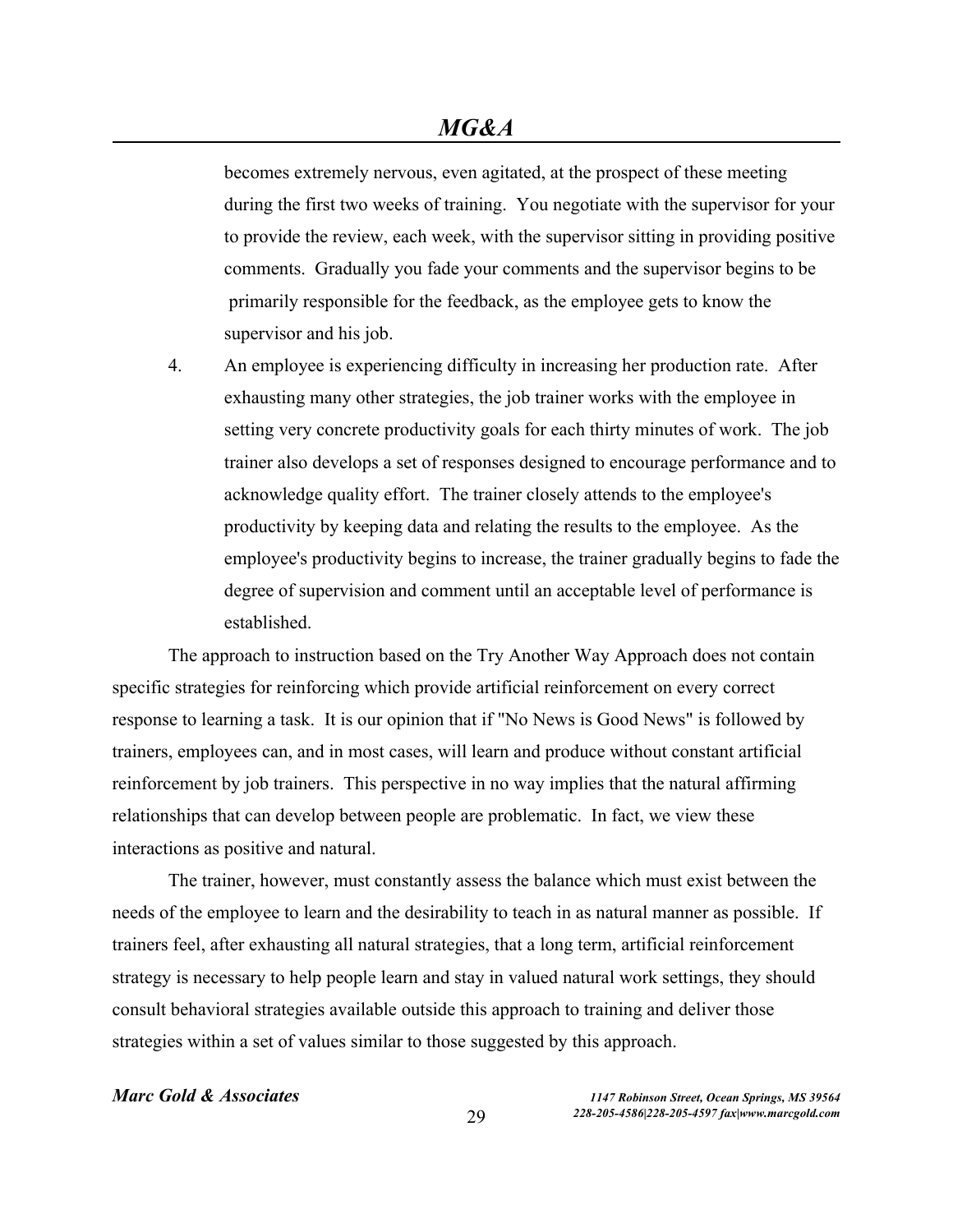becomes extremely nervous, even agitated, at the prospect of these meeting during the first two weeks of training. You negotiate with the supervisor for your to provide the review, each week, with the supervisor sitting in providing positive comments. Gradually you fade your comments and the supervisor begins to be primarily responsible for the feedback, as the employee gets to know the supervisor and his job.

4. An employee is experiencing difficulty in increasing her production rate. After exhausting many other strategies, the job trainer works with the employee in setting very concrete productivity goals for each thirty minutes of work. The job trainer also develops a set of responses designed to encourage performance and to acknowledge quality effort. The trainer closely attends to the employee's productivity by keeping data and relating the results to the employee. As the employee's productivity begins to increase, the trainer gradually begins to fade the degree of supervision and comment until an acceptable level of performance is established.

The approach to instruction based on the Try Another Way Approach does not contain specific strategies for reinforcing which provide artificial reinforcement on every correct response to learning a task. It is our opinion that if "No News is Good News" is followed by trainers, employees can, and in most cases, will learn and produce without constant artificial reinforcement by job trainers. This perspective in no way implies that the natural affirming relationships that can develop between people are problematic. In fact, we view these interactions as positive and natural.

The trainer, however, must constantly assess the balance which must exist between the needs of the employee to learn and the desirability to teach in as natural manner as possible. If trainers feel, after exhausting all natural strategies, that a long term, artificial reinforcement strategy is necessary to help people learn and stay in valued natural work settings, they should consult behavioral strategies available outside this approach to training and deliver those strategies within a set of values similar to those suggested by this approach.